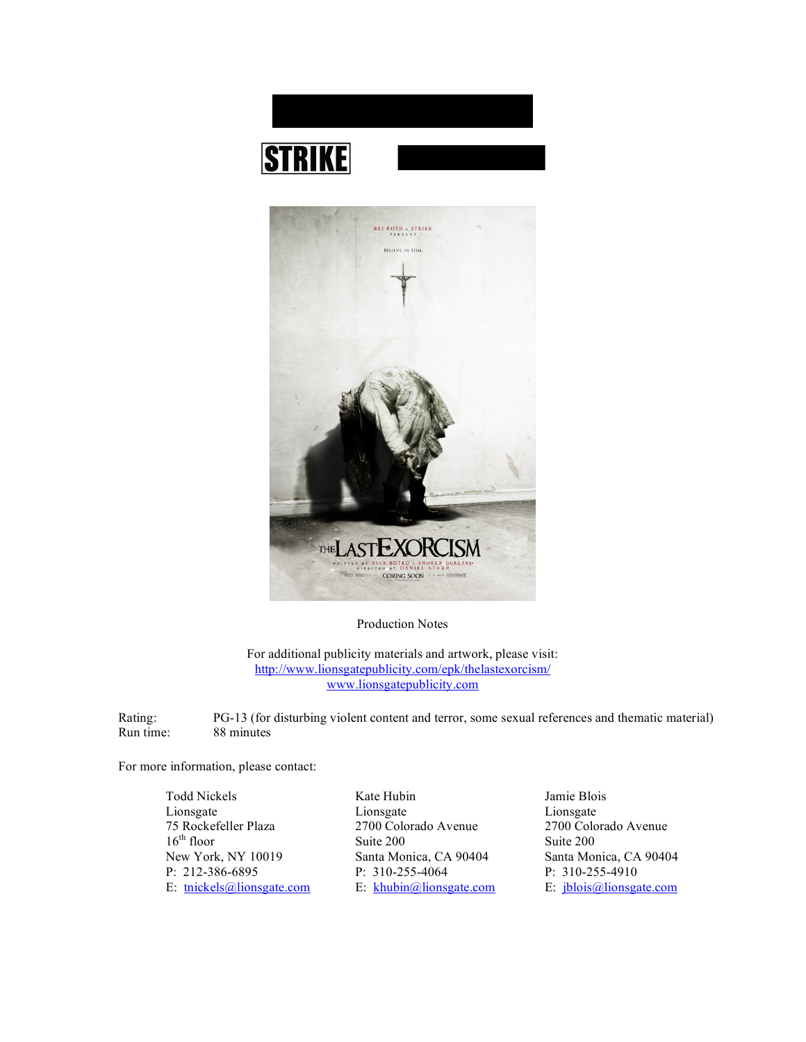STRIKE

Production Notes

For additional publicity materials and artwork, please visit:
http://www.lionsgatepublicity.com/epk/thelastexorcism/
www.lionsgatepublicity.com

Rating: PG-13 (for disturbing violent content and terror, some sexual references and thematic material)
Run time: 88 minutes

For more information, please contact:

Todd Nickels
Lionsgate
75 Rockefeller Plaza
16th floor
New York, NY 10019
P: 212-386-6895
E: tnickels@lionsgate.com

Kate Hubin
Lionsgate
2700 Colorado Avenue
Suite 200
Santa Monica, CA 90404
P: 310-255-4064
E: khubin@lionsgate.com

Jamie Blois
Lionsgate
2700 Colorado Avenue
Suite 200
Santa Monica, CA 90404
P: 310-255-4910
E: jblois@lionsgate.com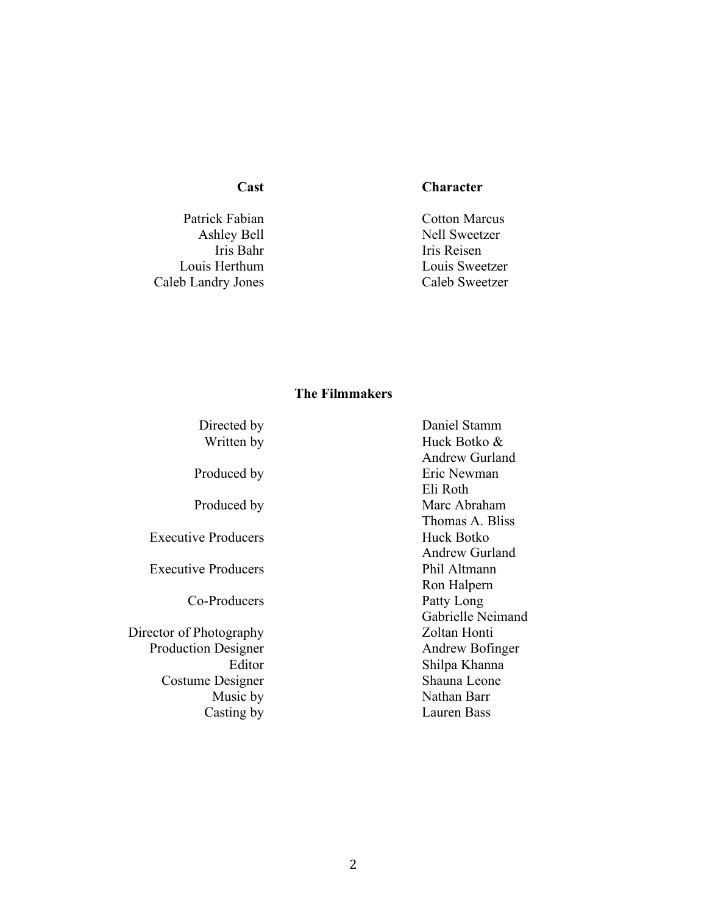| Cast | Character |
| --- | --- |
| Patrick Fabian | Cotton Marcus |
| Ashley Bell | Nell Sweetzer |
| Iris Bahr | Iris Reisen |
| Louis Herthum | Louis Sweetzer |
| Caleb Landry Jones | Caleb Sweetzer |

## The Filmmakers

| | |
| --- | --- |
| Directed by | Daniel Stamm |
| Written by | Huck Botko & Andrew Gurland |
| Produced by | Eric Newman<br>Eli Roth |
| Produced by | Marc Abraham<br>Thomas A. Bliss |
| Executive Producers | Huck Botko<br>Andrew Gurland |
| Executive Producers | Phil Altmann<br>Ron Halpern |
| Co-Producers | Patty Long<br>Gabrielle Neimand |
| Director of Photography | Zoltan Honti |
| Production Designer | Andrew Bofinger |
| Editor | Shilpa Khanna |
| Costume Designer | Shauna Leone |
| Music by | Nathan Barr |
| Casting by | Lauren Bass |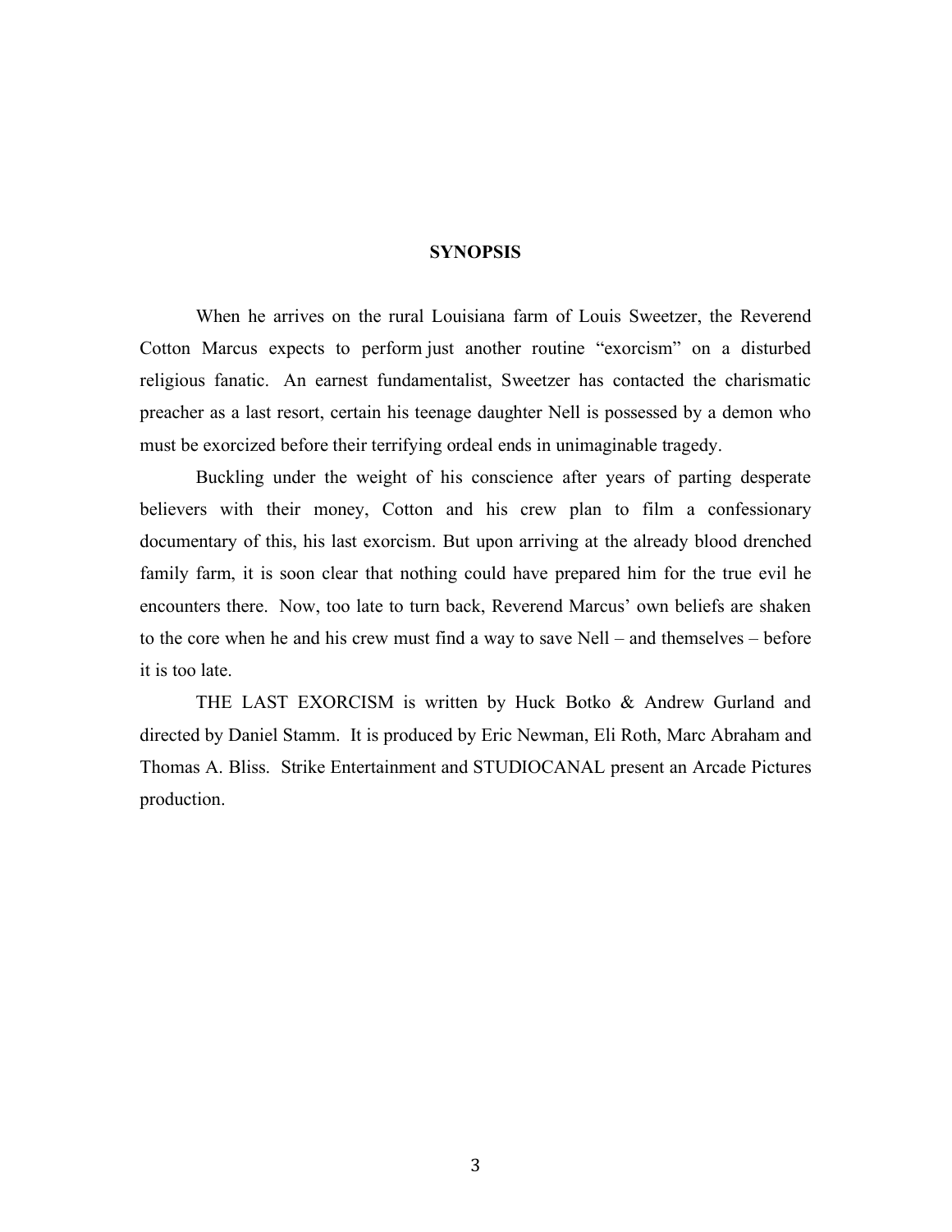## SYNOPSIS

When he arrives on the rural Louisiana farm of Louis Sweetzer, the Reverend Cotton Marcus expects to perform just another routine "exorcism" on a disturbed religious fanatic. An earnest fundamentalist, Sweetzer has contacted the charismatic preacher as a last resort, certain his teenage daughter Nell is possessed by a demon who must be exorcized before their terrifying ordeal ends in unimaginable tragedy.

Buckling under the weight of his conscience after years of parting desperate believers with their money, Cotton and his crew plan to film a confessionary documentary of this, his last exorcism. But upon arriving at the already blood drenched family farm, it is soon clear that nothing could have prepared him for the true evil he encounters there. Now, too late to turn back, Reverend Marcus' own beliefs are shaken to the core when he and his crew must find a way to save Nell – and themselves – before it is too late.

THE LAST EXORCISM is written by Huck Botko & Andrew Gurland and directed by Daniel Stamm. It is produced by Eric Newman, Eli Roth, Marc Abraham and Thomas A. Bliss. Strike Entertainment and STUDIOCANAL present an Arcade Pictures production.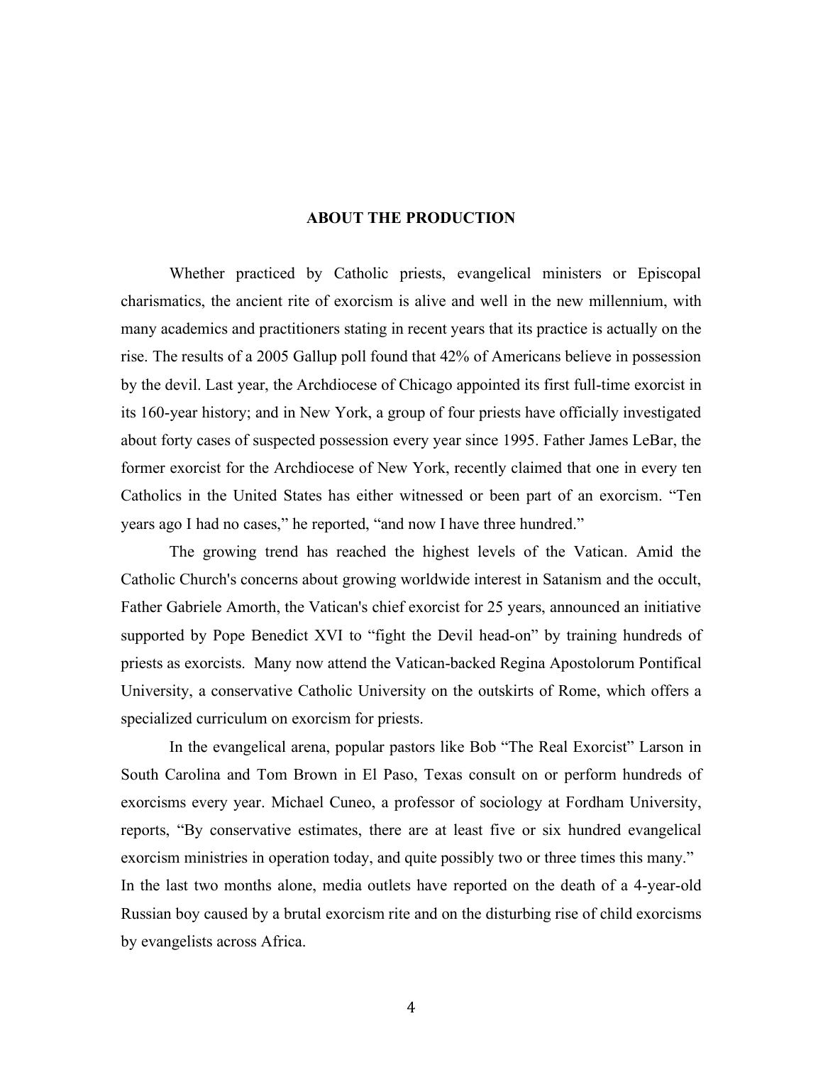## ABOUT THE PRODUCTION

Whether practiced by Catholic priests, evangelical ministers or Episcopal charismatics, the ancient rite of exorcism is alive and well in the new millennium, with many academics and practitioners stating in recent years that its practice is actually on the rise. The results of a 2005 Gallup poll found that 42% of Americans believe in possession by the devil. Last year, the Archdiocese of Chicago appointed its first full-time exorcist in its 160-year history; and in New York, a group of four priests have officially investigated about forty cases of suspected possession every year since 1995. Father James LeBar, the former exorcist for the Archdiocese of New York, recently claimed that one in every ten Catholics in the United States has either witnessed or been part of an exorcism. "Ten years ago I had no cases," he reported, "and now I have three hundred."

The growing trend has reached the highest levels of the Vatican. Amid the Catholic Church's concerns about growing worldwide interest in Satanism and the occult, Father Gabriele Amorth, the Vatican's chief exorcist for 25 years, announced an initiative supported by Pope Benedict XVI to "fight the Devil head-on" by training hundreds of priests as exorcists. Many now attend the Vatican-backed Regina Apostolorum Pontifical University, a conservative Catholic University on the outskirts of Rome, which offers a specialized curriculum on exorcism for priests.

In the evangelical arena, popular pastors like Bob "The Real Exorcist" Larson in South Carolina and Tom Brown in El Paso, Texas consult on or perform hundreds of exorcisms every year. Michael Cuneo, a professor of sociology at Fordham University, reports, "By conservative estimates, there are at least five or six hundred evangelical exorcism ministries in operation today, and quite possibly two or three times this many."

In the last two months alone, media outlets have reported on the death of a 4-year-old Russian boy caused by a brutal exorcism rite and on the disturbing rise of child exorcisms by evangelists across Africa.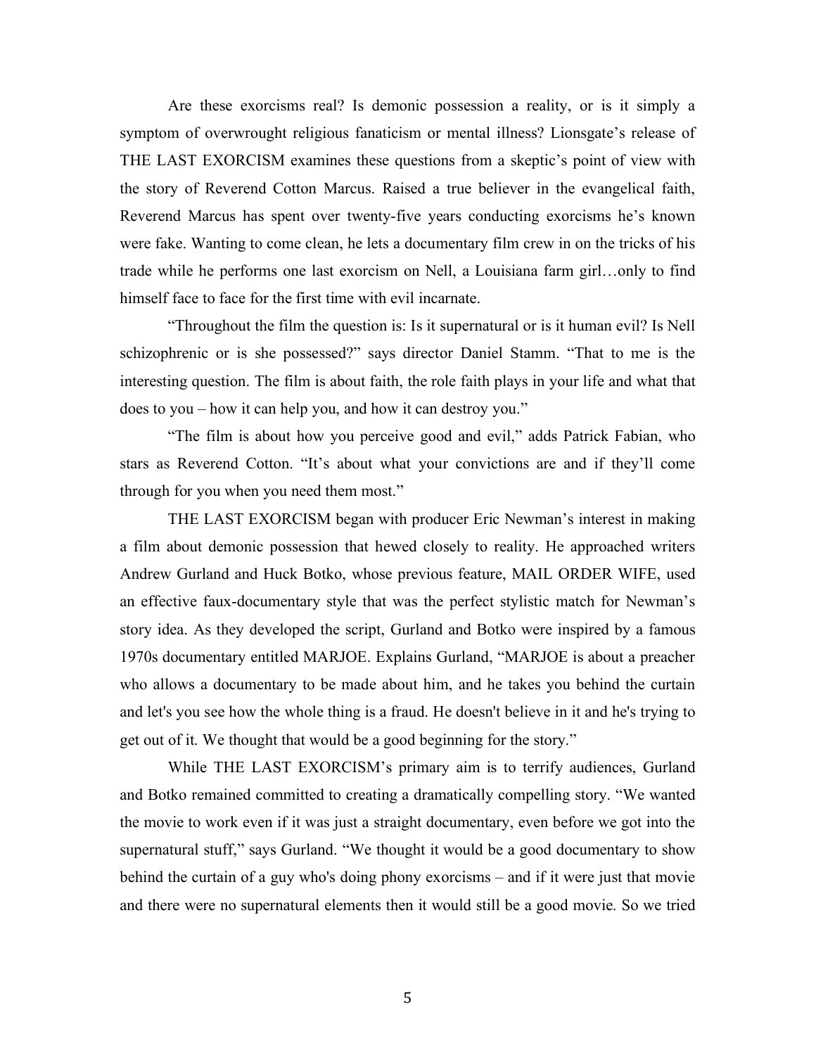Are these exorcisms real? Is demonic possession a reality, or is it simply a symptom of overwrought religious fanaticism or mental illness? Lionsgate's release of THE LAST EXORCISM examines these questions from a skeptic's point of view with the story of Reverend Cotton Marcus. Raised a true believer in the evangelical faith, Reverend Marcus has spent over twenty-five years conducting exorcisms he's known were fake. Wanting to come clean, he lets a documentary film crew in on the tricks of his trade while he performs one last exorcism on Nell, a Louisiana farm girl…only to find himself face to face for the first time with evil incarnate.

"Throughout the film the question is: Is it supernatural or is it human evil? Is Nell schizophrenic or is she possessed?" says director Daniel Stamm. "That to me is the interesting question. The film is about faith, the role faith plays in your life and what that does to you – how it can help you, and how it can destroy you."

"The film is about how you perceive good and evil," adds Patrick Fabian, who stars as Reverend Cotton. "It's about what your convictions are and if they'll come through for you when you need them most."

THE LAST EXORCISM began with producer Eric Newman's interest in making a film about demonic possession that hewed closely to reality. He approached writers Andrew Gurland and Huck Botko, whose previous feature, MAIL ORDER WIFE, used an effective faux-documentary style that was the perfect stylistic match for Newman's story idea. As they developed the script, Gurland and Botko were inspired by a famous 1970s documentary entitled MARJOE. Explains Gurland, "MARJOE is about a preacher who allows a documentary to be made about him, and he takes you behind the curtain and let's you see how the whole thing is a fraud. He doesn't believe in it and he's trying to get out of it. We thought that would be a good beginning for the story."

While THE LAST EXORCISM's primary aim is to terrify audiences, Gurland and Botko remained committed to creating a dramatically compelling story. "We wanted the movie to work even if it was just a straight documentary, even before we got into the supernatural stuff," says Gurland. "We thought it would be a good documentary to show behind the curtain of a guy who's doing phony exorcisms – and if it were just that movie and there were no supernatural elements then it would still be a good movie. So we tried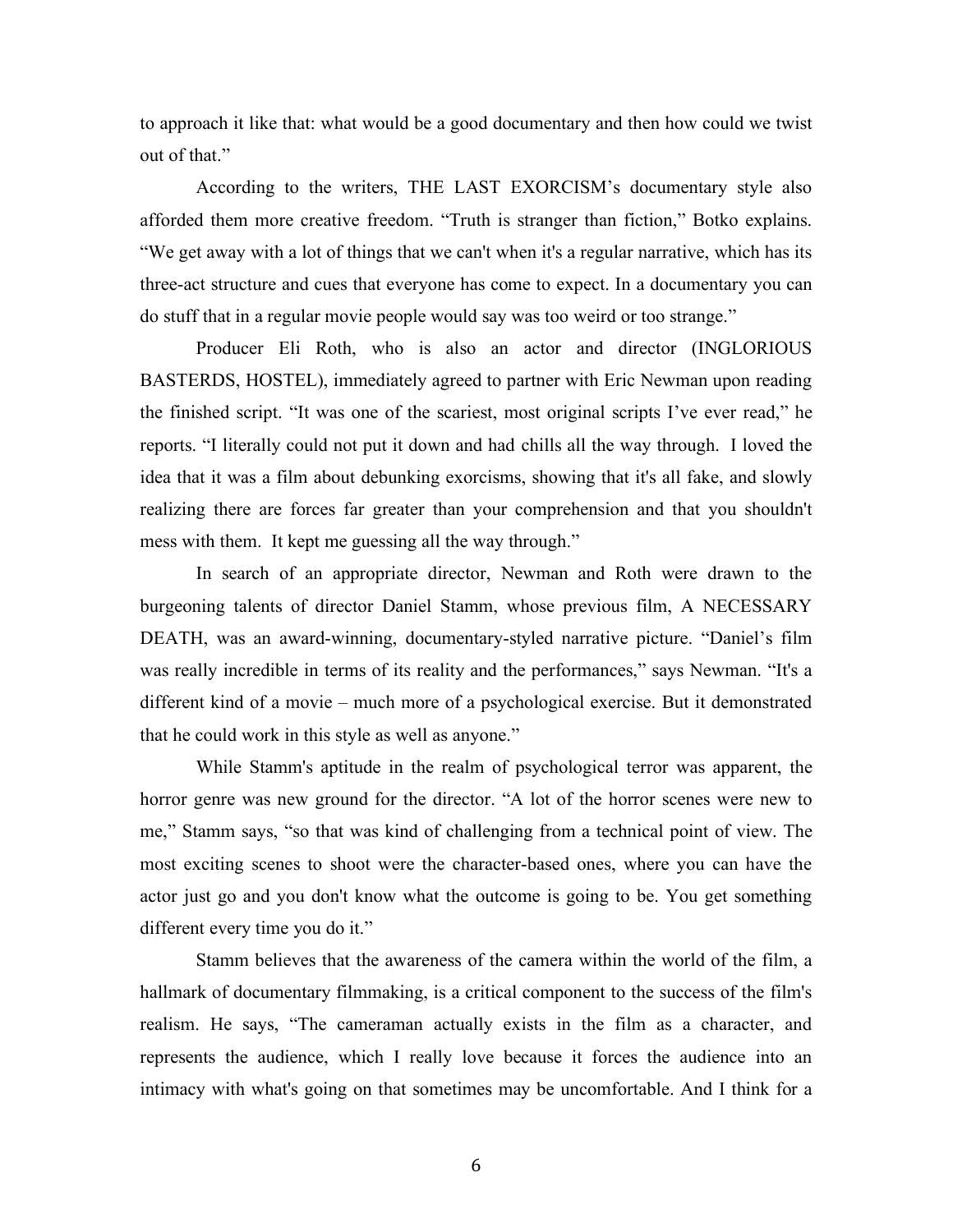to approach it like that: what would be a good documentary and then how could we twist out of that."

According to the writers, THE LAST EXORCISM's documentary style also afforded them more creative freedom. "Truth is stranger than fiction," Botko explains. "We get away with a lot of things that we can't when it's a regular narrative, which has its three-act structure and cues that everyone has come to expect. In a documentary you can do stuff that in a regular movie people would say was too weird or too strange."

Producer Eli Roth, who is also an actor and director (INGLORIOUS BASTERDS, HOSTEL), immediately agreed to partner with Eric Newman upon reading the finished script. "It was one of the scariest, most original scripts I've ever read," he reports. "I literally could not put it down and had chills all the way through. I loved the idea that it was a film about debunking exorcisms, showing that it's all fake, and slowly realizing there are forces far greater than your comprehension and that you shouldn't mess with them. It kept me guessing all the way through."

In search of an appropriate director, Newman and Roth were drawn to the burgeoning talents of director Daniel Stamm, whose previous film, A NECESSARY DEATH, was an award-winning, documentary-styled narrative picture. "Daniel's film was really incredible in terms of its reality and the performances," says Newman. "It's a different kind of a movie – much more of a psychological exercise. But it demonstrated that he could work in this style as well as anyone."

While Stamm's aptitude in the realm of psychological terror was apparent, the horror genre was new ground for the director. "A lot of the horror scenes were new to me," Stamm says, "so that was kind of challenging from a technical point of view. The most exciting scenes to shoot were the character-based ones, where you can have the actor just go and you don't know what the outcome is going to be. You get something different every time you do it."

Stamm believes that the awareness of the camera within the world of the film, a hallmark of documentary filmmaking, is a critical component to the success of the film's realism. He says, "The cameraman actually exists in the film as a character, and represents the audience, which I really love because it forces the audience into an intimacy with what's going on that sometimes may be uncomfortable. And I think for a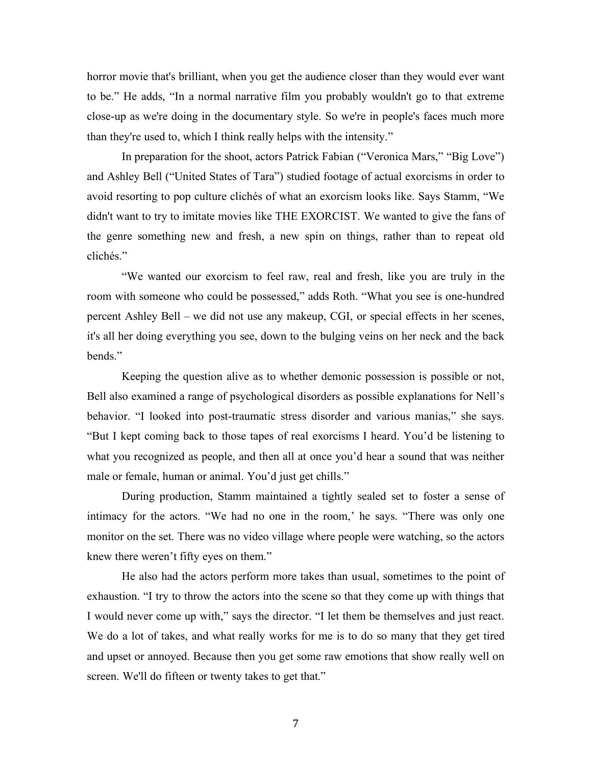horror movie that's brilliant, when you get the audience closer than they would ever want to be." He adds, "In a normal narrative film you probably wouldn't go to that extreme close-up as we're doing in the documentary style. So we're in people's faces much more than they're used to, which I think really helps with the intensity."

In preparation for the shoot, actors Patrick Fabian ("Veronica Mars," "Big Love") and Ashley Bell ("United States of Tara") studied footage of actual exorcisms in order to avoid resorting to pop culture clichés of what an exorcism looks like. Says Stamm, "We didn't want to try to imitate movies like THE EXORCIST. We wanted to give the fans of the genre something new and fresh, a new spin on things, rather than to repeat old clichés."

"We wanted our exorcism to feel raw, real and fresh, like you are truly in the room with someone who could be possessed," adds Roth. "What you see is one-hundred percent Ashley Bell – we did not use any makeup, CGI, or special effects in her scenes, it's all her doing everything you see, down to the bulging veins on her neck and the back bends."

Keeping the question alive as to whether demonic possession is possible or not, Bell also examined a range of psychological disorders as possible explanations for Nell's behavior. "I looked into post-traumatic stress disorder and various manias," she says. "But I kept coming back to those tapes of real exorcisms I heard. You'd be listening to what you recognized as people, and then all at once you'd hear a sound that was neither male or female, human or animal. You'd just get chills."

During production, Stamm maintained a tightly sealed set to foster a sense of intimacy for the actors. "We had no one in the room,' he says. "There was only one monitor on the set. There was no video village where people were watching, so the actors knew there weren't fifty eyes on them."

He also had the actors perform more takes than usual, sometimes to the point of exhaustion. "I try to throw the actors into the scene so that they come up with things that I would never come up with," says the director. "I let them be themselves and just react. We do a lot of takes, and what really works for me is to do so many that they get tired and upset or annoyed. Because then you get some raw emotions that show really well on screen. We'll do fifteen or twenty takes to get that."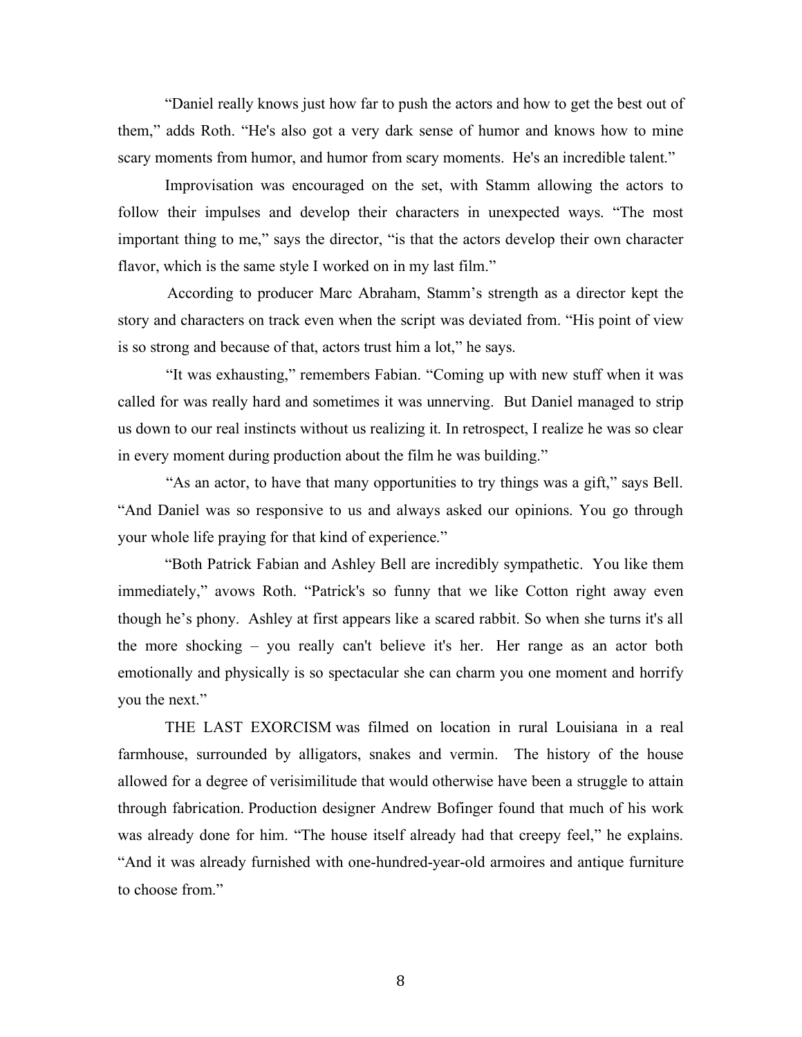"Daniel really knows just how far to push the actors and how to get the best out of them," adds Roth. "He's also got a very dark sense of humor and knows how to mine scary moments from humor, and humor from scary moments. He's an incredible talent."

Improvisation was encouraged on the set, with Stamm allowing the actors to follow their impulses and develop their characters in unexpected ways. "The most important thing to me," says the director, "is that the actors develop their own character flavor, which is the same style I worked on in my last film."

According to producer Marc Abraham, Stamm's strength as a director kept the story and characters on track even when the script was deviated from. "His point of view is so strong and because of that, actors trust him a lot," he says.

"It was exhausting," remembers Fabian. "Coming up with new stuff when it was called for was really hard and sometimes it was unnerving. But Daniel managed to strip us down to our real instincts without us realizing it. In retrospect, I realize he was so clear in every moment during production about the film he was building."

"As an actor, to have that many opportunities to try things was a gift," says Bell. "And Daniel was so responsive to us and always asked our opinions. You go through your whole life praying for that kind of experience."

"Both Patrick Fabian and Ashley Bell are incredibly sympathetic. You like them immediately," avows Roth. "Patrick's so funny that we like Cotton right away even though he's phony. Ashley at first appears like a scared rabbit. So when she turns it's all the more shocking – you really can't believe it's her. Her range as an actor both emotionally and physically is so spectacular she can charm you one moment and horrify you the next."

THE LAST EXORCISM was filmed on location in rural Louisiana in a real farmhouse, surrounded by alligators, snakes and vermin. The history of the house allowed for a degree of verisimilitude that would otherwise have been a struggle to attain through fabrication. Production designer Andrew Bofinger found that much of his work was already done for him. "The house itself already had that creepy feel," he explains. "And it was already furnished with one-hundred-year-old armoires and antique furniture to choose from."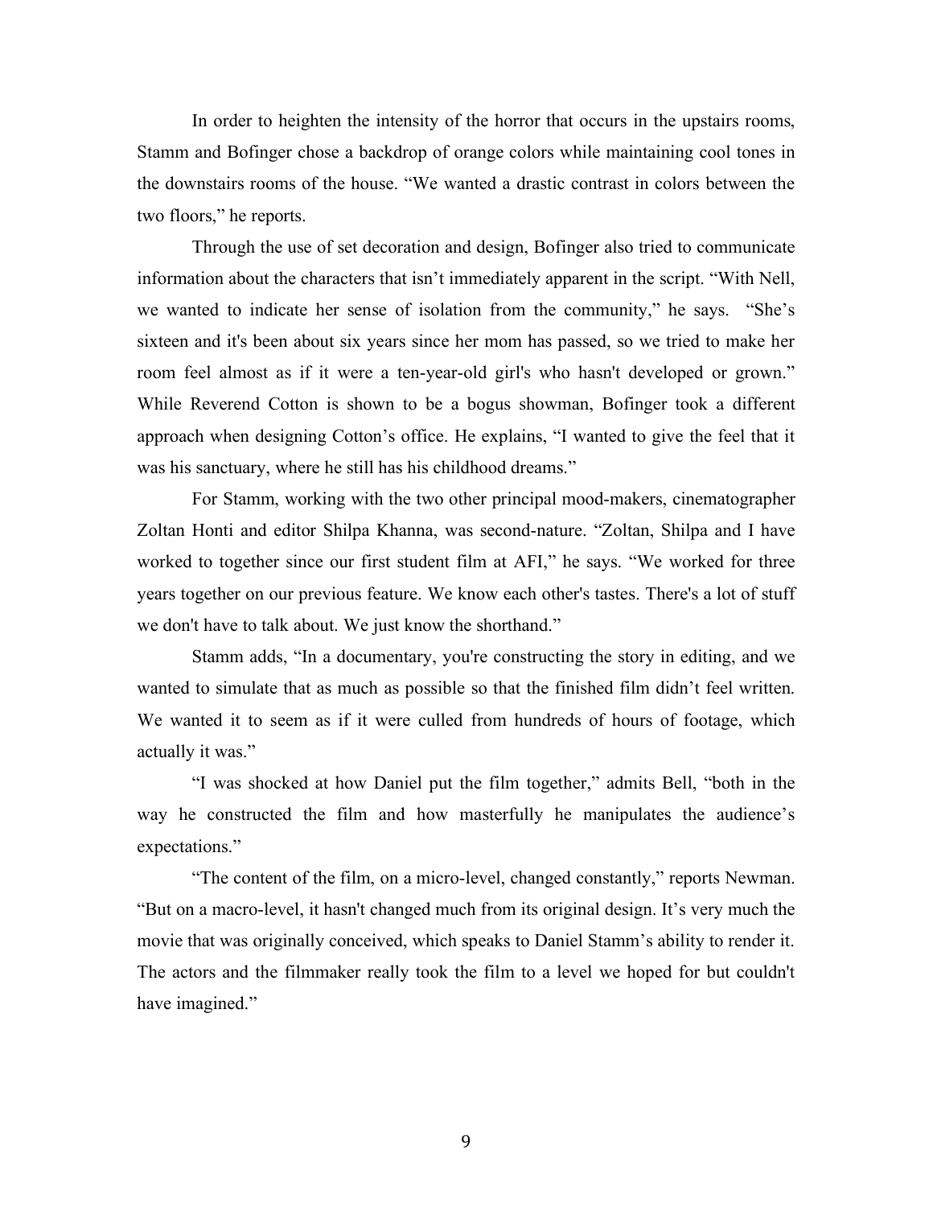In order to heighten the intensity of the horror that occurs in the upstairs rooms, Stamm and Bofinger chose a backdrop of orange colors while maintaining cool tones in the downstairs rooms of the house. "We wanted a drastic contrast in colors between the two floors," he reports.

Through the use of set decoration and design, Bofinger also tried to communicate information about the characters that isn't immediately apparent in the script. "With Nell, we wanted to indicate her sense of isolation from the community," he says. "She's sixteen and it's been about six years since her mom has passed, so we tried to make her room feel almost as if it were a ten-year-old girl's who hasn't developed or grown." While Reverend Cotton is shown to be a bogus showman, Bofinger took a different approach when designing Cotton's office. He explains, "I wanted to give the feel that it was his sanctuary, where he still has his childhood dreams."

For Stamm, working with the two other principal mood-makers, cinematographer Zoltan Honti and editor Shilpa Khanna, was second-nature. "Zoltan, Shilpa and I have worked to together since our first student film at AFI," he says. "We worked for three years together on our previous feature. We know each other's tastes. There's a lot of stuff we don't have to talk about. We just know the shorthand."

Stamm adds, "In a documentary, you're constructing the story in editing, and we wanted to simulate that as much as possible so that the finished film didn't feel written. We wanted it to seem as if it were culled from hundreds of hours of footage, which actually it was."

"I was shocked at how Daniel put the film together," admits Bell, "both in the way he constructed the film and how masterfully he manipulates the audience's expectations."

"The content of the film, on a micro-level, changed constantly," reports Newman. "But on a macro-level, it hasn't changed much from its original design. It's very much the movie that was originally conceived, which speaks to Daniel Stamm's ability to render it. The actors and the filmmaker really took the film to a level we hoped for but couldn't have imagined."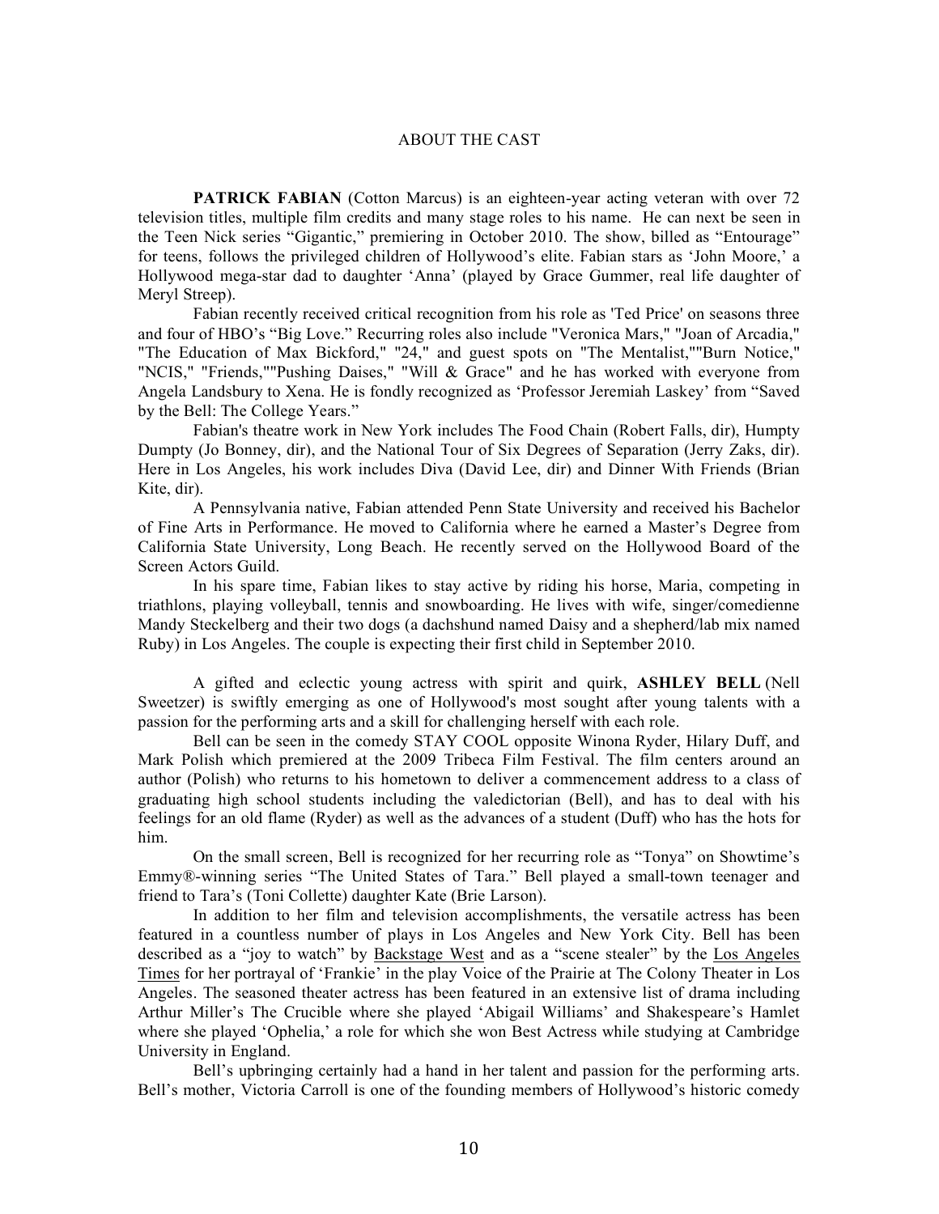## ABOUT THE CAST

**PATRICK FABIAN** (Cotton Marcus) is an eighteen-year acting veteran with over 72 television titles, multiple film credits and many stage roles to his name. He can next be seen in the Teen Nick series "Gigantic," premiering in October 2010. The show, billed as "Entourage" for teens, follows the privileged children of Hollywood's elite. Fabian stars as 'John Moore,' a Hollywood mega-star dad to daughter 'Anna' (played by Grace Gummer, real life daughter of Meryl Streep).

Fabian recently received critical recognition from his role as 'Ted Price' on seasons three and four of HBO's "Big Love." Recurring roles also include "Veronica Mars," "Joan of Arcadia," "The Education of Max Bickford," "24," and guest spots on "The Mentalist,""Burn Notice," "NCIS," "Friends,""Pushing Daises," "Will & Grace" and he has worked with everyone from Angela Landsbury to Xena. He is fondly recognized as 'Professor Jeremiah Laskey' from "Saved by the Bell: The College Years."

Fabian's theatre work in New York includes The Food Chain (Robert Falls, dir), Humpty Dumpty (Jo Bonney, dir), and the National Tour of Six Degrees of Separation (Jerry Zaks, dir). Here in Los Angeles, his work includes Diva (David Lee, dir) and Dinner With Friends (Brian Kite, dir).

A Pennsylvania native, Fabian attended Penn State University and received his Bachelor of Fine Arts in Performance. He moved to California where he earned a Master's Degree from California State University, Long Beach. He recently served on the Hollywood Board of the Screen Actors Guild.

In his spare time, Fabian likes to stay active by riding his horse, Maria, competing in triathlons, playing volleyball, tennis and snowboarding. He lives with wife, singer/comedienne Mandy Steckelberg and their two dogs (a dachshund named Daisy and a shepherd/lab mix named Ruby) in Los Angeles. The couple is expecting their first child in September 2010.

A gifted and eclectic young actress with spirit and quirk, **ASHLEY BELL** (Nell Sweetzer) is swiftly emerging as one of Hollywood's most sought after young talents with a passion for the performing arts and a skill for challenging herself with each role.

Bell can be seen in the comedy STAY COOL opposite Winona Ryder, Hilary Duff, and Mark Polish which premiered at the 2009 Tribeca Film Festival. The film centers around an author (Polish) who returns to his hometown to deliver a commencement address to a class of graduating high school students including the valedictorian (Bell), and has to deal with his feelings for an old flame (Ryder) as well as the advances of a student (Duff) who has the hots for him.

On the small screen, Bell is recognized for her recurring role as "Tonya" on Showtime's Emmy®-winning series "The United States of Tara." Bell played a small-town teenager and friend to Tara's (Toni Collette) daughter Kate (Brie Larson).

In addition to her film and television accomplishments, the versatile actress has been featured in a countless number of plays in Los Angeles and New York City. Bell has been described as a "joy to watch" by Backstage West and as a "scene stealer" by the Los Angeles Times for her portrayal of 'Frankie' in the play Voice of the Prairie at The Colony Theater in Los Angeles. The seasoned theater actress has been featured in an extensive list of drama including Arthur Miller's The Crucible where she played 'Abigail Williams' and Shakespeare's Hamlet where she played 'Ophelia,' a role for which she won Best Actress while studying at Cambridge University in England.

Bell's upbringing certainly had a hand in her talent and passion for the performing arts. Bell's mother, Victoria Carroll is one of the founding members of Hollywood's historic comedy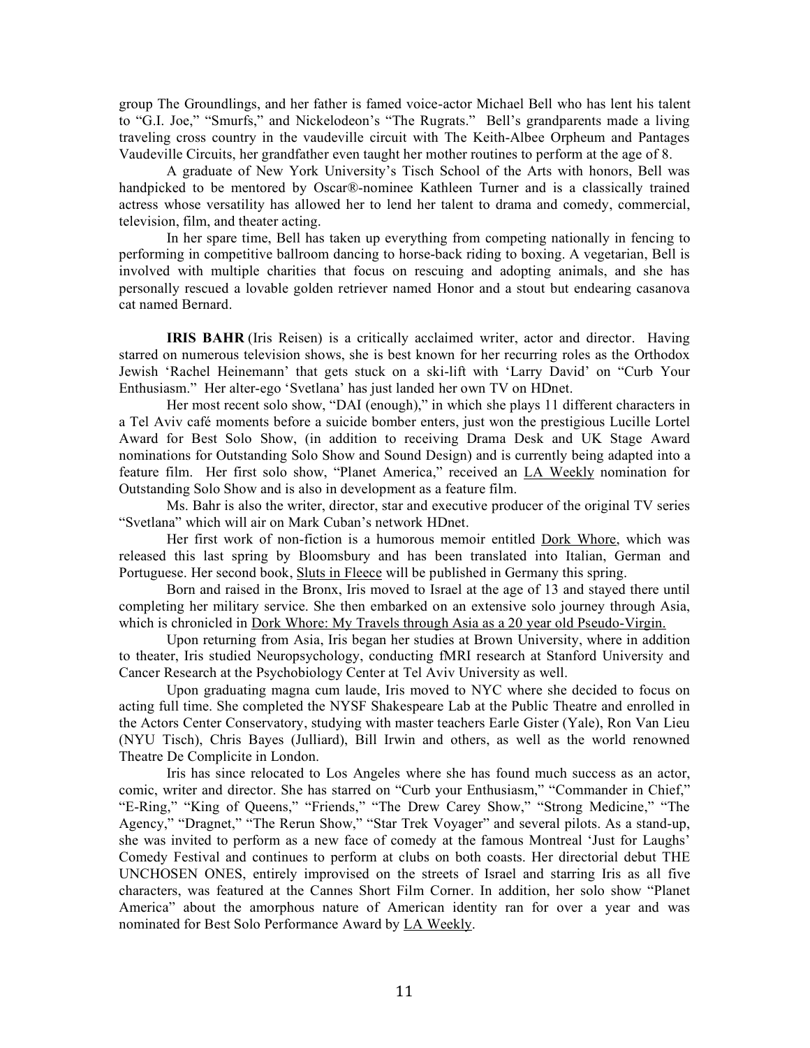group The Groundlings, and her father is famed voice-actor Michael Bell who has lent his talent to "G.I. Joe," "Smurfs," and Nickelodeon's "The Rugrats." Bell's grandparents made a living traveling cross country in the vaudeville circuit with The Keith-Albee Orpheum and Pantages Vaudeville Circuits, her grandfather even taught her mother routines to perform at the age of 8.

A graduate of New York University's Tisch School of the Arts with honors, Bell was handpicked to be mentored by Oscar®-nominee Kathleen Turner and is a classically trained actress whose versatility has allowed her to lend her talent to drama and comedy, commercial, television, film, and theater acting.

In her spare time, Bell has taken up everything from competing nationally in fencing to performing in competitive ballroom dancing to horse-back riding to boxing. A vegetarian, Bell is involved with multiple charities that focus on rescuing and adopting animals, and she has personally rescued a lovable golden retriever named Honor and a stout but endearing casanova cat named Bernard.

**IRIS BAHR** (Iris Reisen) is a critically acclaimed writer, actor and director. Having starred on numerous television shows, she is best known for her recurring roles as the Orthodox Jewish 'Rachel Heinemann' that gets stuck on a ski-lift with 'Larry David' on "Curb Your Enthusiasm." Her alter-ego 'Svetlana' has just landed her own TV on HDnet.

Her most recent solo show, "DAI (enough)," in which she plays 11 different characters in a Tel Aviv café moments before a suicide bomber enters, just won the prestigious Lucille Lortel Award for Best Solo Show, (in addition to receiving Drama Desk and UK Stage Award nominations for Outstanding Solo Show and Sound Design) and is currently being adapted into a feature film. Her first solo show, "Planet America," received an LA Weekly nomination for Outstanding Solo Show and is also in development as a feature film.

Ms. Bahr is also the writer, director, star and executive producer of the original TV series "Svetlana" which will air on Mark Cuban's network HDnet.

Her first work of non-fiction is a humorous memoir entitled Dork Whore, which was released this last spring by Bloomsbury and has been translated into Italian, German and Portuguese. Her second book, Sluts in Fleece will be published in Germany this spring.

Born and raised in the Bronx, Iris moved to Israel at the age of 13 and stayed there until completing her military service. She then embarked on an extensive solo journey through Asia, which is chronicled in Dork Whore: My Travels through Asia as a 20 year old Pseudo-Virgin.

Upon returning from Asia, Iris began her studies at Brown University, where in addition to theater, Iris studied Neuropsychology, conducting fMRI research at Stanford University and Cancer Research at the Psychobiology Center at Tel Aviv University as well.

Upon graduating magna cum laude, Iris moved to NYC where she decided to focus on acting full time. She completed the NYSF Shakespeare Lab at the Public Theatre and enrolled in the Actors Center Conservatory, studying with master teachers Earle Gister (Yale), Ron Van Lieu (NYU Tisch), Chris Bayes (Julliard), Bill Irwin and others, as well as the world renowned Theatre De Complicite in London.

Iris has since relocated to Los Angeles where she has found much success as an actor, comic, writer and director. She has starred on "Curb your Enthusiasm," "Commander in Chief," "E-Ring," "King of Queens," "Friends," "The Drew Carey Show," "Strong Medicine," "The Agency," "Dragnet," "The Rerun Show," "Star Trek Voyager" and several pilots. As a stand-up, she was invited to perform as a new face of comedy at the famous Montreal 'Just for Laughs' Comedy Festival and continues to perform at clubs on both coasts. Her directorial debut THE UNCHOSEN ONES, entirely improvised on the streets of Israel and starring Iris as all five characters, was featured at the Cannes Short Film Corner. In addition, her solo show "Planet America" about the amorphous nature of American identity ran for over a year and was nominated for Best Solo Performance Award by LA Weekly.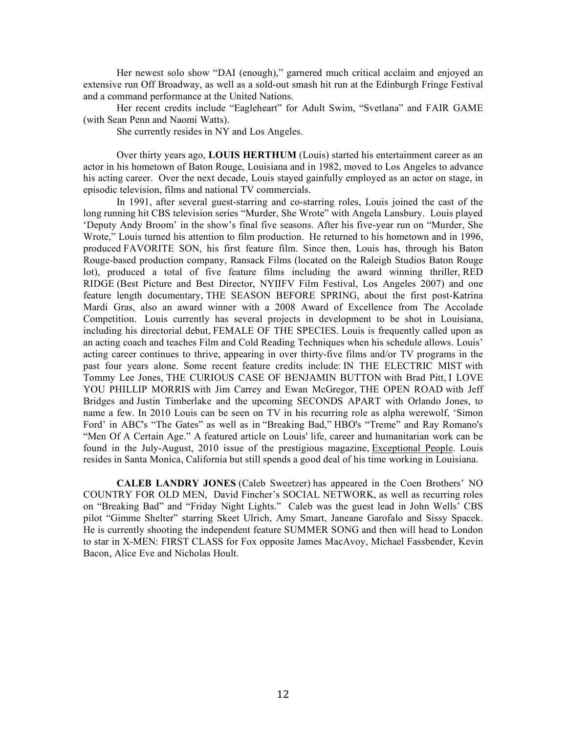Her newest solo show "DAI (enough)," garnered much critical acclaim and enjoyed an extensive run Off Broadway, as well as a sold-out smash hit run at the Edinburgh Fringe Festival and a command performance at the United Nations.

Her recent credits include "Eagleheart" for Adult Swim, "Svetlana" and FAIR GAME (with Sean Penn and Naomi Watts).

She currently resides in NY and Los Angeles.

Over thirty years ago, **LOUIS HERTHUM** (Louis) started his entertainment career as an actor in his hometown of Baton Rouge, Louisiana and in 1982, moved to Los Angeles to advance his acting career. Over the next decade, Louis stayed gainfully employed as an actor on stage, in episodic television, films and national TV commercials.

In 1991, after several guest-starring and co-starring roles, Louis joined the cast of the long running hit CBS television series "Murder, She Wrote" with Angela Lansbury. Louis played 'Deputy Andy Broom' in the show's final five seasons. After his five-year run on "Murder, She Wrote," Louis turned his attention to film production. He returned to his hometown and in 1996, produced FAVORITE SON, his first feature film. Since then, Louis has, through his Baton Rouge-based production company, Ransack Films (located on the Raleigh Studios Baton Rouge lot), produced a total of five feature films including the award winning thriller, RED RIDGE (Best Picture and Best Director, NYIIFV Film Festival, Los Angeles 2007) and one feature length documentary, THE SEASON BEFORE SPRING, about the first post-Katrina Mardi Gras, also an award winner with a 2008 Award of Excellence from The Accolade Competition. Louis currently has several projects in development to be shot in Louisiana, including his directorial debut, FEMALE OF THE SPECIES. Louis is frequently called upon as an acting coach and teaches Film and Cold Reading Techniques when his schedule allows. Louis' acting career continues to thrive, appearing in over thirty-five films and/or TV programs in the past four years alone. Some recent feature credits include: IN THE ELECTRIC MIST with Tommy Lee Jones, THE CURIOUS CASE OF BENJAMIN BUTTON with Brad Pitt, I LOVE YOU PHILLIP MORRIS with Jim Carrey and Ewan McGregor, THE OPEN ROAD with Jeff Bridges and Justin Timberlake and the upcoming SECONDS APART with Orlando Jones, to name a few. In 2010 Louis can be seen on TV in his recurring role as alpha werewolf, 'Simon Ford' in ABC's "The Gates" as well as in "Breaking Bad," HBO's "Treme" and Ray Romano's "Men Of A Certain Age." A featured article on Louis' life, career and humanitarian work can be found in the July-August, 2010 issue of the prestigious magazine, Exceptional People. Louis resides in Santa Monica, California but still spends a good deal of his time working in Louisiana.

**CALEB LANDRY JONES** (Caleb Sweetzer) has appeared in the Coen Brothers' NO COUNTRY FOR OLD MEN, David Fincher's SOCIAL NETWORK, as well as recurring roles on "Breaking Bad" and "Friday Night Lights." Caleb was the guest lead in John Wells' CBS pilot "Gimme Shelter" starring Skeet Ulrich, Amy Smart, Janeane Garofalo and Sissy Spacek. He is currently shooting the independent feature SUMMER SONG and then will head to London to star in X-MEN: FIRST CLASS for Fox opposite James MacAvoy, Michael Fassbender, Kevin Bacon, Alice Eve and Nicholas Hoult.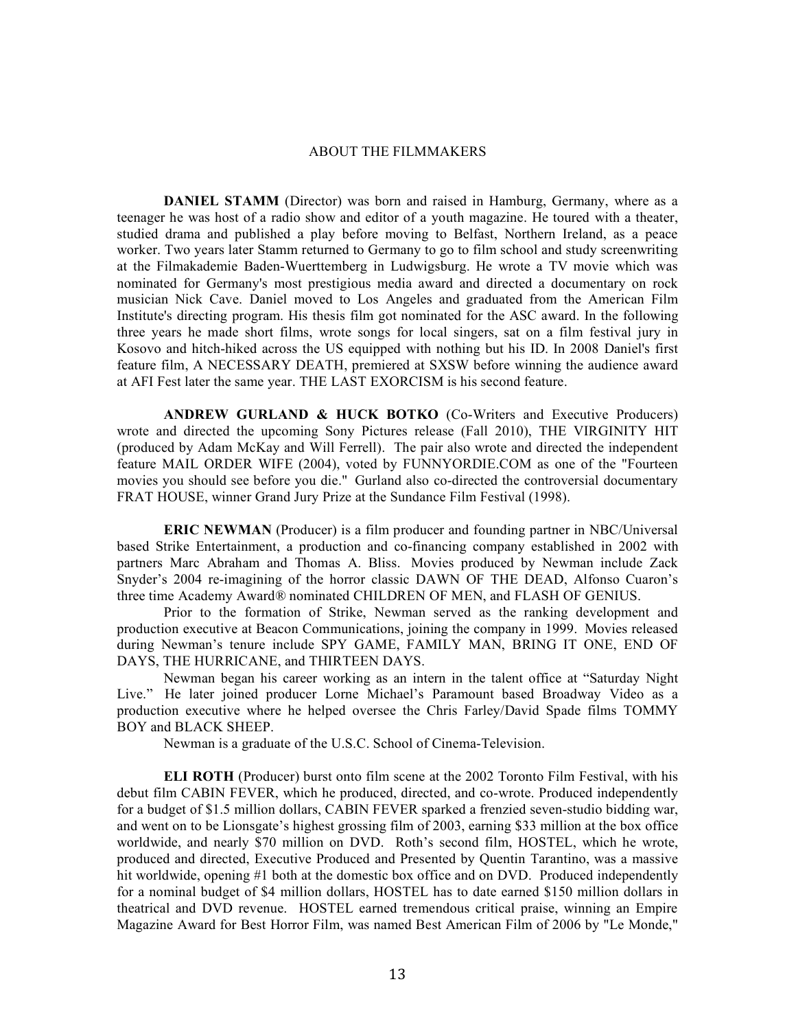# ABOUT THE FILMMAKERS

**DANIEL STAMM** (Director) was born and raised in Hamburg, Germany, where as a teenager he was host of a radio show and editor of a youth magazine. He toured with a theater, studied drama and published a play before moving to Belfast, Northern Ireland, as a peace worker. Two years later Stamm returned to Germany to go to film school and study screenwriting at the Filmakademie Baden-Wuerttemberg in Ludwigsburg. He wrote a TV movie which was nominated for Germany's most prestigious media award and directed a documentary on rock musician Nick Cave. Daniel moved to Los Angeles and graduated from the American Film Institute's directing program. His thesis film got nominated for the ASC award. In the following three years he made short films, wrote songs for local singers, sat on a film festival jury in Kosovo and hitch-hiked across the US equipped with nothing but his ID. In 2008 Daniel's first feature film, A NECESSARY DEATH, premiered at SXSW before winning the audience award at AFI Fest later the same year. THE LAST EXORCISM is his second feature.

**ANDREW GURLAND & HUCK BOTKO** (Co-Writers and Executive Producers) wrote and directed the upcoming Sony Pictures release (Fall 2010), THE VIRGINITY HIT (produced by Adam McKay and Will Ferrell). The pair also wrote and directed the independent feature MAIL ORDER WIFE (2004), voted by FUNNYORDIE.COM as one of the "Fourteen movies you should see before you die." Gurland also co-directed the controversial documentary FRAT HOUSE, winner Grand Jury Prize at the Sundance Film Festival (1998).

**ERIC NEWMAN** (Producer) is a film producer and founding partner in NBC/Universal based Strike Entertainment, a production and co-financing company established in 2002 with partners Marc Abraham and Thomas A. Bliss. Movies produced by Newman include Zack Snyder's 2004 re-imagining of the horror classic DAWN OF THE DEAD, Alfonso Cuaron's three time Academy Award® nominated CHILDREN OF MEN, and FLASH OF GENIUS.

Prior to the formation of Strike, Newman served as the ranking development and production executive at Beacon Communications, joining the company in 1999. Movies released during Newman's tenure include SPY GAME, FAMILY MAN, BRING IT ONE, END OF DAYS, THE HURRICANE, and THIRTEEN DAYS.

Newman began his career working as an intern in the talent office at "Saturday Night Live." He later joined producer Lorne Michael's Paramount based Broadway Video as a production executive where he helped oversee the Chris Farley/David Spade films TOMMY BOY and BLACK SHEEP.

Newman is a graduate of the U.S.C. School of Cinema-Television.

**ELI ROTH** (Producer) burst onto film scene at the 2002 Toronto Film Festival, with his debut film CABIN FEVER, which he produced, directed, and co-wrote. Produced independently for a budget of $1.5 million dollars, CABIN FEVER sparked a frenzied seven-studio bidding war, and went on to be Lionsgate's highest grossing film of 2003, earning $33 million at the box office worldwide, and nearly $70 million on DVD. Roth's second film, HOSTEL, which he wrote, produced and directed, Executive Produced and Presented by Quentin Tarantino, was a massive hit worldwide, opening #1 both at the domestic box office and on DVD. Produced independently for a nominal budget of $4 million dollars, HOSTEL has to date earned $150 million dollars in theatrical and DVD revenue. HOSTEL earned tremendous critical praise, winning an Empire Magazine Award for Best Horror Film, was named Best American Film of 2006 by "Le Monde,"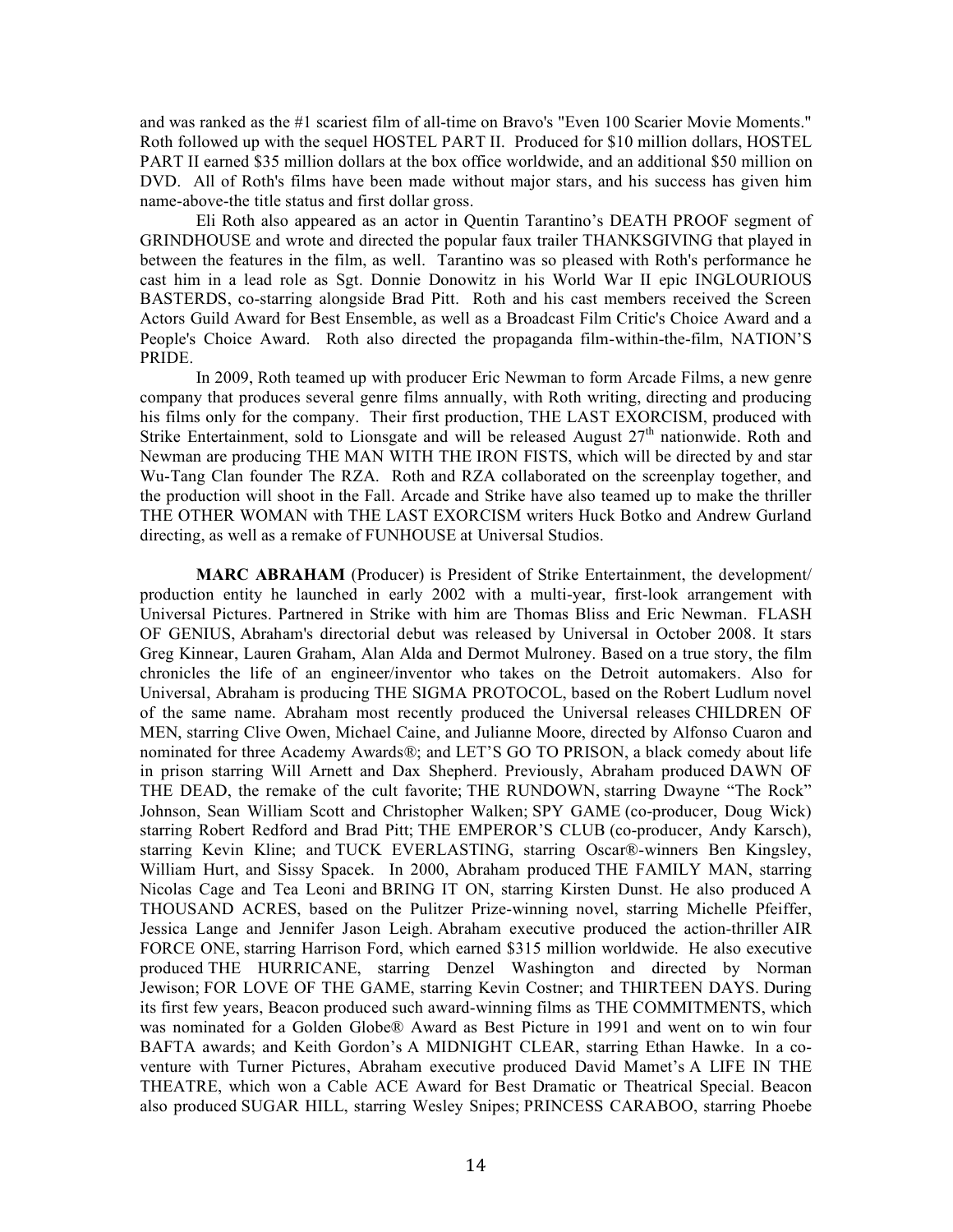and was ranked as the #1 scariest film of all-time on Bravo's "Even 100 Scarier Movie Moments." Roth followed up with the sequel HOSTEL PART II. Produced for $10 million dollars, HOSTEL PART II earned $35 million dollars at the box office worldwide, and an additional $50 million on DVD. All of Roth's films have been made without major stars, and his success has given him name-above-the title status and first dollar gross.

Eli Roth also appeared as an actor in Quentin Tarantino's DEATH PROOF segment of GRINDHOUSE and wrote and directed the popular faux trailer THANKSGIVING that played in between the features in the film, as well. Tarantino was so pleased with Roth's performance he cast him in a lead role as Sgt. Donnie Donowitz in his World War II epic INGLOURIOUS BASTERDS, co-starring alongside Brad Pitt. Roth and his cast members received the Screen Actors Guild Award for Best Ensemble, as well as a Broadcast Film Critic's Choice Award and a People's Choice Award. Roth also directed the propaganda film-within-the-film, NATION'S PRIDE.

In 2009, Roth teamed up with producer Eric Newman to form Arcade Films, a new genre company that produces several genre films annually, with Roth writing, directing and producing his films only for the company. Their first production, THE LAST EXORCISM, produced with Strike Entertainment, sold to Lionsgate and will be released August 27th nationwide. Roth and Newman are producing THE MAN WITH THE IRON FISTS, which will be directed by and star Wu-Tang Clan founder The RZA. Roth and RZA collaborated on the screenplay together, and the production will shoot in the Fall. Arcade and Strike have also teamed up to make the thriller THE OTHER WOMAN with THE LAST EXORCISM writers Huck Botko and Andrew Gurland directing, as well as a remake of FUNHOUSE at Universal Studios.

**MARC ABRAHAM** (Producer) is President of Strike Entertainment, the development/ production entity he launched in early 2002 with a multi-year, first-look arrangement with Universal Pictures. Partnered in Strike with him are Thomas Bliss and Eric Newman. FLASH OF GENIUS, Abraham's directorial debut was released by Universal in October 2008. It stars Greg Kinnear, Lauren Graham, Alan Alda and Dermot Mulroney. Based on a true story, the film chronicles the life of an engineer/inventor who takes on the Detroit automakers. Also for Universal, Abraham is producing THE SIGMA PROTOCOL, based on the Robert Ludlum novel of the same name. Abraham most recently produced the Universal releases CHILDREN OF MEN, starring Clive Owen, Michael Caine, and Julianne Moore, directed by Alfonso Cuaron and nominated for three Academy Awards®; and LET'S GO TO PRISON, a black comedy about life in prison starring Will Arnett and Dax Shepherd. Previously, Abraham produced DAWN OF THE DEAD, the remake of the cult favorite; THE RUNDOWN, starring Dwayne "The Rock" Johnson, Sean William Scott and Christopher Walken; SPY GAME (co-producer, Doug Wick) starring Robert Redford and Brad Pitt; THE EMPEROR'S CLUB (co-producer, Andy Karsch), starring Kevin Kline; and TUCK EVERLASTING, starring Oscar®-winners Ben Kingsley, William Hurt, and Sissy Spacek. In 2000, Abraham produced THE FAMILY MAN, starring Nicolas Cage and Tea Leoni and BRING IT ON, starring Kirsten Dunst. He also produced A THOUSAND ACRES, based on the Pulitzer Prize-winning novel, starring Michelle Pfeiffer, Jessica Lange and Jennifer Jason Leigh. Abraham executive produced the action-thriller AIR FORCE ONE, starring Harrison Ford, which earned $315 million worldwide. He also executive produced THE HURRICANE, starring Denzel Washington and directed by Norman Jewison; FOR LOVE OF THE GAME, starring Kevin Costner; and THIRTEEN DAYS. During its first few years, Beacon produced such award-winning films as THE COMMITMENTS, which was nominated for a Golden Globe® Award as Best Picture in 1991 and went on to win four BAFTA awards; and Keith Gordon's A MIDNIGHT CLEAR, starring Ethan Hawke. In a co-venture with Turner Pictures, Abraham executive produced David Mamet's A LIFE IN THE THEATRE, which won a Cable ACE Award for Best Dramatic or Theatrical Special. Beacon also produced SUGAR HILL, starring Wesley Snipes; PRINCESS CARABOO, starring Phoebe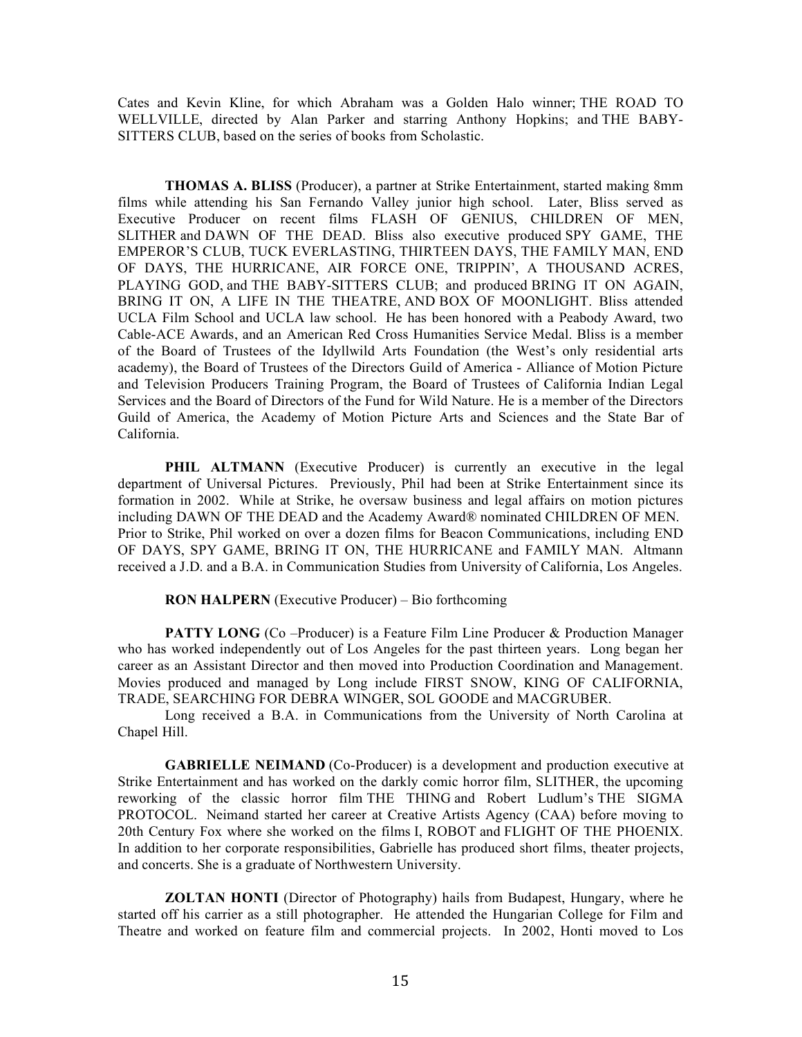Cates and Kevin Kline, for which Abraham was a Golden Halo winner; THE ROAD TO WELLVILLE, directed by Alan Parker and starring Anthony Hopkins; and THE BABY-SITTERS CLUB, based on the series of books from Scholastic.

**THOMAS A. BLISS** (Producer), a partner at Strike Entertainment, started making 8mm films while attending his San Fernando Valley junior high school. Later, Bliss served as Executive Producer on recent films FLASH OF GENIUS, CHILDREN OF MEN, SLITHER and DAWN OF THE DEAD. Bliss also executive produced SPY GAME, THE EMPEROR'S CLUB, TUCK EVERLASTING, THIRTEEN DAYS, THE FAMILY MAN, END OF DAYS, THE HURRICANE, AIR FORCE ONE, TRIPPIN', A THOUSAND ACRES, PLAYING GOD, and THE BABY-SITTERS CLUB; and produced BRING IT ON AGAIN, BRING IT ON, A LIFE IN THE THEATRE, AND BOX OF MOONLIGHT. Bliss attended UCLA Film School and UCLA law school. He has been honored with a Peabody Award, two Cable-ACE Awards, and an American Red Cross Humanities Service Medal. Bliss is a member of the Board of Trustees of the Idyllwild Arts Foundation (the West's only residential arts academy), the Board of Trustees of the Directors Guild of America - Alliance of Motion Picture and Television Producers Training Program, the Board of Trustees of California Indian Legal Services and the Board of Directors of the Fund for Wild Nature. He is a member of the Directors Guild of America, the Academy of Motion Picture Arts and Sciences and the State Bar of California.

**PHIL ALTMANN** (Executive Producer) is currently an executive in the legal department of Universal Pictures. Previously, Phil had been at Strike Entertainment since its formation in 2002. While at Strike, he oversaw business and legal affairs on motion pictures including DAWN OF THE DEAD and the Academy Award® nominated CHILDREN OF MEN. Prior to Strike, Phil worked on over a dozen films for Beacon Communications, including END OF DAYS, SPY GAME, BRING IT ON, THE HURRICANE and FAMILY MAN. Altmann received a J.D. and a B.A. in Communication Studies from University of California, Los Angeles.

**RON HALPERN** (Executive Producer) – Bio forthcoming

**PATTY LONG** (Co –Producer) is a Feature Film Line Producer & Production Manager who has worked independently out of Los Angeles for the past thirteen years. Long began her career as an Assistant Director and then moved into Production Coordination and Management. Movies produced and managed by Long include FIRST SNOW, KING OF CALIFORNIA, TRADE, SEARCHING FOR DEBRA WINGER, SOL GOODE and MACGRUBER.

Long received a B.A. in Communications from the University of North Carolina at Chapel Hill.

**GABRIELLE NEIMAND** (Co-Producer) is a development and production executive at Strike Entertainment and has worked on the darkly comic horror film, SLITHER, the upcoming reworking of the classic horror film THE THING and Robert Ludlum's THE SIGMA PROTOCOL. Neimand started her career at Creative Artists Agency (CAA) before moving to 20th Century Fox where she worked on the films I, ROBOT and FLIGHT OF THE PHOENIX. In addition to her corporate responsibilities, Gabrielle has produced short films, theater projects, and concerts. She is a graduate of Northwestern University.

**ZOLTAN HONTI** (Director of Photography) hails from Budapest, Hungary, where he started off his carrier as a still photographer. He attended the Hungarian College for Film and Theatre and worked on feature film and commercial projects. In 2002, Honti moved to Los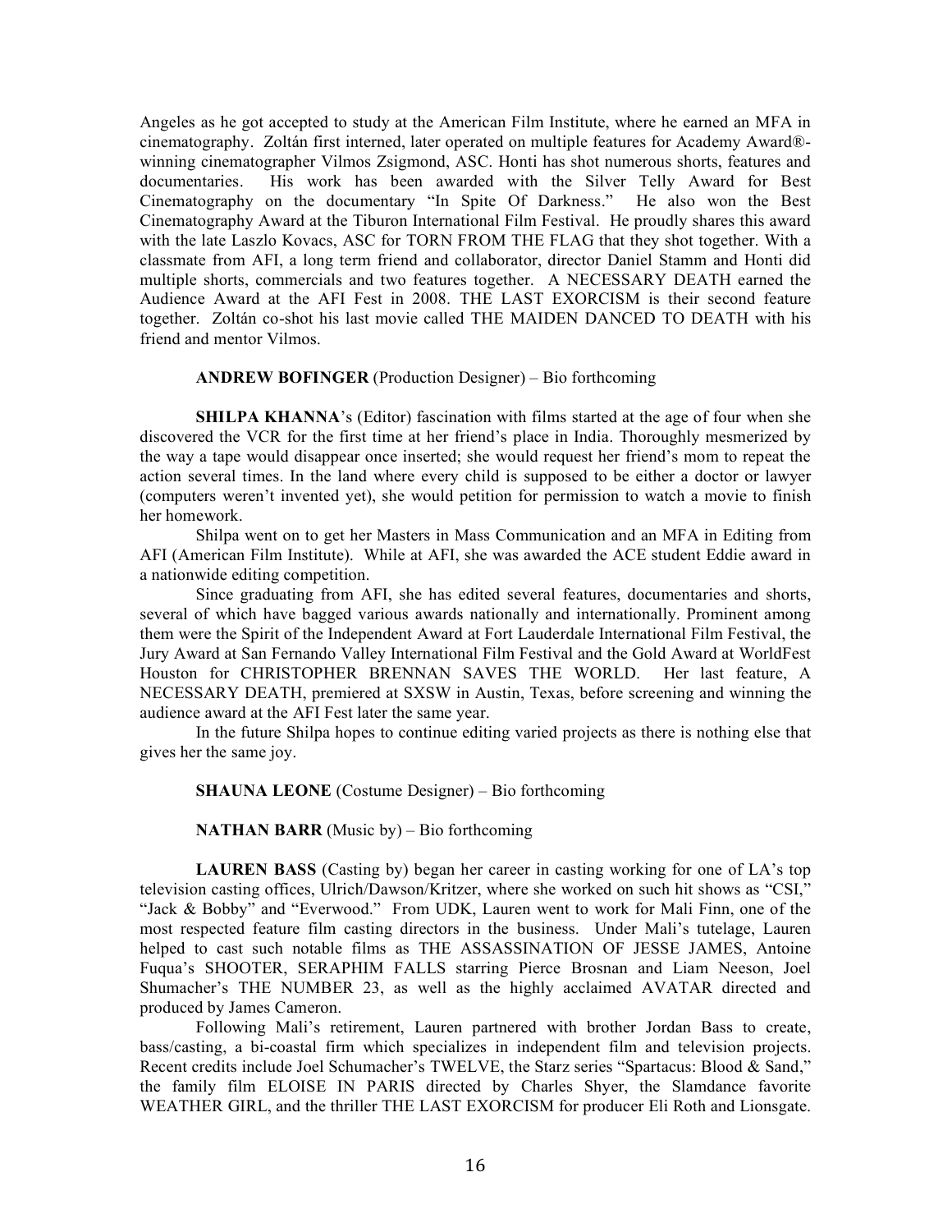Angeles as he got accepted to study at the American Film Institute, where he earned an MFA in cinematography. Zoltán first interned, later operated on multiple features for Academy Award®-winning cinematographer Vilmos Zsigmond, ASC. Honti has shot numerous shorts, features and documentaries. His work has been awarded with the Silver Telly Award for Best Cinematography on the documentary "In Spite Of Darkness." He also won the Best Cinematography Award at the Tiburon International Film Festival. He proudly shares this award with the late Laszlo Kovacs, ASC for TORN FROM THE FLAG that they shot together. With a classmate from AFI, a long term friend and collaborator, director Daniel Stamm and Honti did multiple shorts, commercials and two features together. A NECESSARY DEATH earned the Audience Award at the AFI Fest in 2008. THE LAST EXORCISM is their second feature together. Zoltán co-shot his last movie called THE MAIDEN DANCED TO DEATH with his friend and mentor Vilmos.

**ANDREW BOFINGER** (Production Designer) – Bio forthcoming

**SHILPA KHANNA**'s (Editor) fascination with films started at the age of four when she discovered the VCR for the first time at her friend's place in India. Thoroughly mesmerized by the way a tape would disappear once inserted; she would request her friend's mom to repeat the action several times. In the land where every child is supposed to be either a doctor or lawyer (computers weren't invented yet), she would petition for permission to watch a movie to finish her homework.

Shilpa went on to get her Masters in Mass Communication and an MFA in Editing from AFI (American Film Institute). While at AFI, she was awarded the ACE student Eddie award in a nationwide editing competition.

Since graduating from AFI, she has edited several features, documentaries and shorts, several of which have bagged various awards nationally and internationally. Prominent among them were the Spirit of the Independent Award at Fort Lauderdale International Film Festival, the Jury Award at San Fernando Valley International Film Festival and the Gold Award at WorldFest Houston for CHRISTOPHER BRENNAN SAVES THE WORLD. Her last feature, A NECESSARY DEATH, premiered at SXSW in Austin, Texas, before screening and winning the audience award at the AFI Fest later the same year.

In the future Shilpa hopes to continue editing varied projects as there is nothing else that gives her the same joy.

**SHAUNA LEONE** (Costume Designer) – Bio forthcoming

**NATHAN BARR** (Music by) – Bio forthcoming

**LAUREN BASS** (Casting by) began her career in casting working for one of LA's top television casting offices, Ulrich/Dawson/Kritzer, where she worked on such hit shows as "CSI," "Jack & Bobby" and "Everwood." From UDK, Lauren went to work for Mali Finn, one of the most respected feature film casting directors in the business. Under Mali's tutelage, Lauren helped to cast such notable films as THE ASSASSINATION OF JESSE JAMES, Antoine Fuqua's SHOOTER, SERAPHIM FALLS starring Pierce Brosnan and Liam Neeson, Joel Shumacher's THE NUMBER 23, as well as the highly acclaimed AVATAR directed and produced by James Cameron.

Following Mali's retirement, Lauren partnered with brother Jordan Bass to create, bass/casting, a bi-coastal firm which specializes in independent film and television projects. Recent credits include Joel Schumacher's TWELVE, the Starz series "Spartacus: Blood & Sand," the family film ELOISE IN PARIS directed by Charles Shyer, the Slamdance favorite WEATHER GIRL, and the thriller THE LAST EXORCISM for producer Eli Roth and Lionsgate.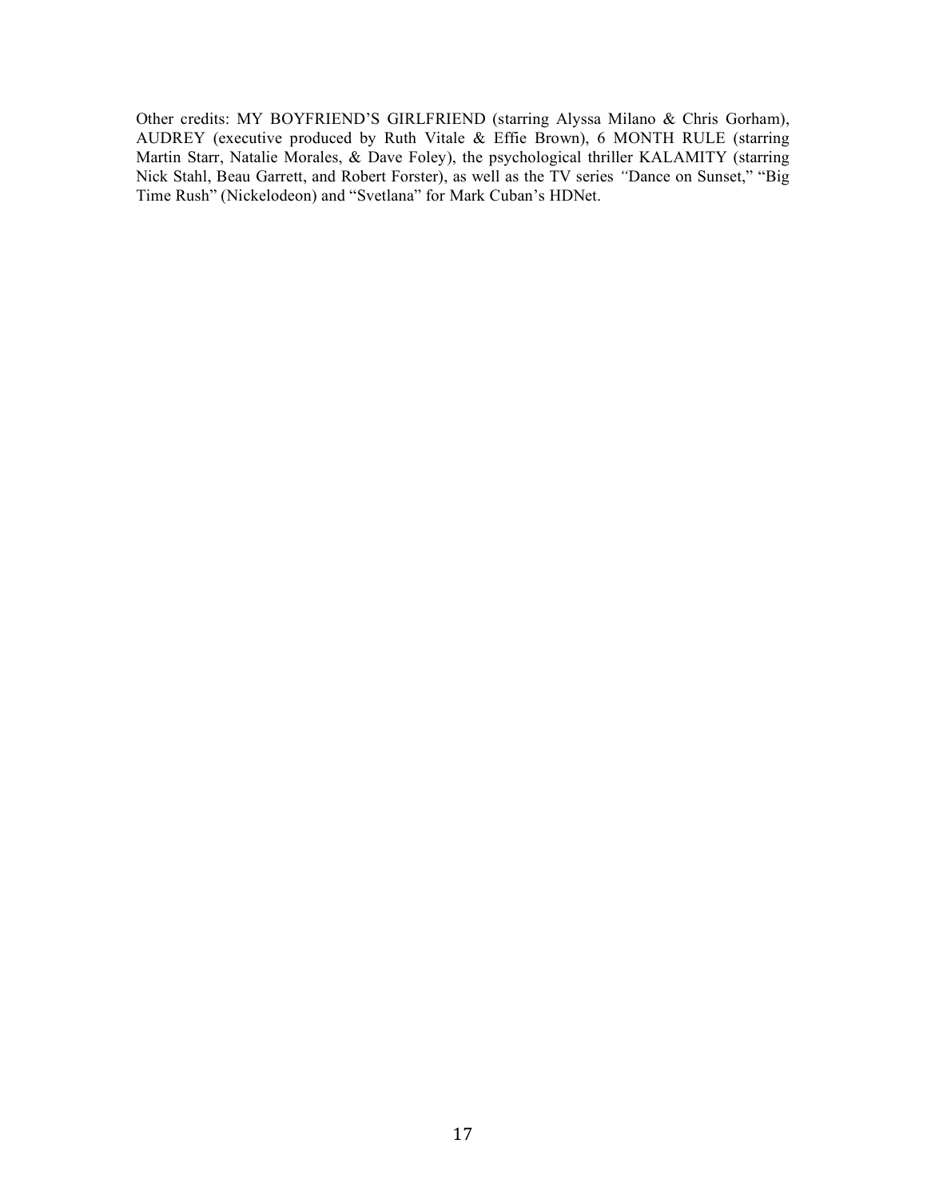Other credits: MY BOYFRIEND'S GIRLFRIEND (starring Alyssa Milano & Chris Gorham), AUDREY (executive produced by Ruth Vitale & Effie Brown), 6 MONTH RULE (starring Martin Starr, Natalie Morales, & Dave Foley), the psychological thriller KALAMITY (starring Nick Stahl, Beau Garrett, and Robert Forster), as well as the TV series "Dance on Sunset," "Big Time Rush" (Nickelodeon) and "Svetlana" for Mark Cuban's HDNet.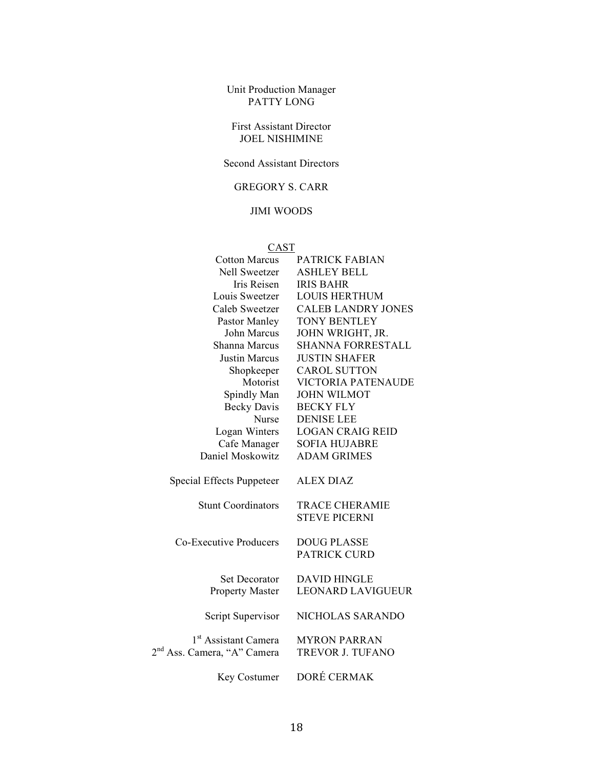Unit Production Manager
PATTY LONG

First Assistant Director
JOEL NISHIMINE

Second Assistant Directors

GREGORY S. CARR

JIMI WOODS

CAST

| | |
|---|---|
| Cotton Marcus | PATRICK FABIAN |
| Nell Sweetzer | ASHLEY BELL |
| Iris Reisen | IRIS BAHR |
| Louis Sweetzer | LOUIS HERTHUM |
| Caleb Sweetzer | CALEB LANDRY JONES |
| Pastor Manley | TONY BENTLEY |
| John Marcus | JOHN WRIGHT, JR. |
| Shanna Marcus | SHANNA FORRESTALL |
| Justin Marcus | JUSTIN SHAFER |
| Shopkeeper | CAROL SUTTON |
| Motorist | VICTORIA PATENAUDE |
| Spindly Man | JOHN WILMOT |
| Becky Davis | BECKY FLY |
| Nurse | DENISE LEE |
| Logan Winters | LOGAN CRAIG REID |
| Cafe Manager | SOFIA HUJABRE |
| Daniel Moskowitz | ADAM GRIMES |
| | |
| Special Effects Puppeteer | ALEX DIAZ |
| | |
| Stunt Coordinators | TRACE CHERAMIE |
| | STEVE PICERNI |
| | |
| Co-Executive Producers | DOUG PLASSE |
| | PATRICK CURD |
| | |
| Set Decorator | DAVID HINGLE |
| Property Master | LEONARD LAVIGUEUR |
| | |
| Script Supervisor | NICHOLAS SARANDO |
| | |
| 1st Assistant Camera | MYRON PARRAN |
| 2nd Ass. Camera, "A" Camera | TREVOR J. TUFANO |
| | |
| Key Costumer | DORÉ CERMAK |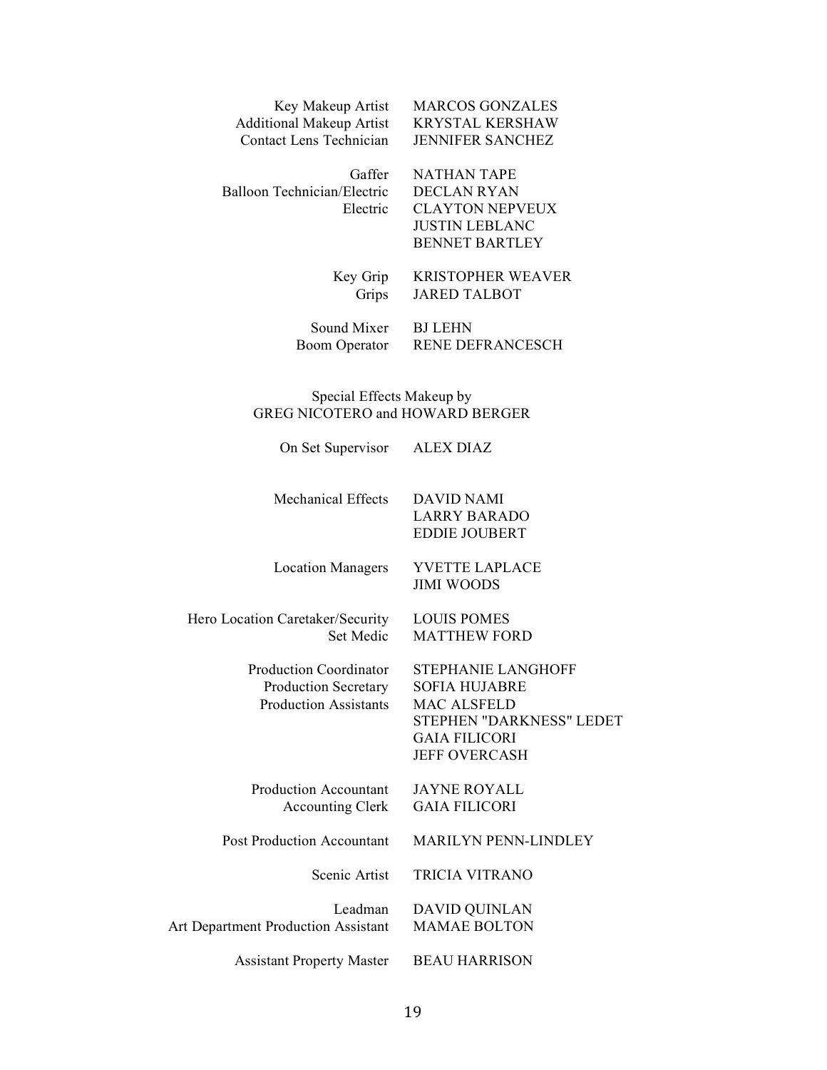| | |
|---|---|
| Key Makeup Artist | MARCOS GONZALES |
| Additional Makeup Artist | KRYSTAL KERSHAW |
| Contact Lens Technician | JENNIFER SANCHEZ |
| | |
| Gaffer | NATHAN TAPE |
| Balloon Technician/Electric | DECLAN RYAN |
| Electric | CLAYTON NEPVEUX |
| | JUSTIN LEBLANC |
| | BENNET BARTLEY |
| | |
| Key Grip | KRISTOPHER WEAVER |
| Grips | JARED TALBOT |
| | |
| Sound Mixer | BJ LEHN |
| Boom Operator | RENE DEFRANCESCH |

Special Effects Makeup by
GREG NICOTERO and HOWARD BERGER

| | |
|---|---|
| On Set Supervisor | ALEX DIAZ |
| | |
| Mechanical Effects | DAVID NAMI |
| | LARRY BARADO |
| | EDDIE JOUBERT |
| | |
| Location Managers | YVETTE LAPLACE |
| | JIMI WOODS |
| | |
| Hero Location Caretaker/Security | LOUIS POMES |
| Set Medic | MATTHEW FORD |
| | |
| Production Coordinator | STEPHANIE LANGHOFF |
| Production Secretary | SOFIA HUJABRE |
| Production Assistants | MAC ALSFELD |
| | STEPHEN "DARKNESS" LEDET |
| | GAIA FILICORI |
| | JEFF OVERCASH |
| | |
| Production Accountant | JAYNE ROYALL |
| Accounting Clerk | GAIA FILICORI |
| | |
| Post Production Accountant | MARILYN PENN-LINDLEY |
| | |
| Scenic Artist | TRICIA VITRANO |
| | |
| Leadman | DAVID QUINLAN |
| Art Department Production Assistant | MAMAE BOLTON |
| | |
| Assistant Property Master | BEAU HARRISON |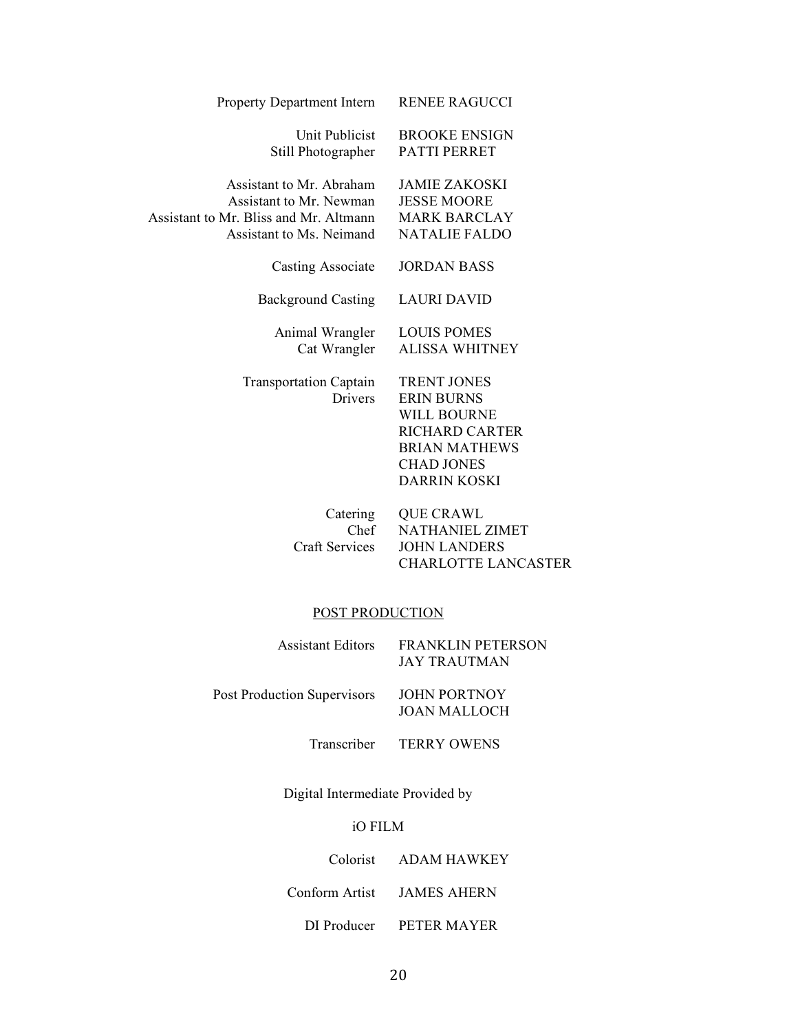| | |
|---|---|
| Property Department Intern | RENEE RAGUCCI |
| | |
| Unit Publicist | BROOKE ENSIGN |
| Still Photographer | PATTI PERRET |
| | |
| Assistant to Mr. Abraham | JAMIE ZAKOSKI |
| Assistant to Mr. Newman | JESSE MOORE |
| Assistant to Mr. Bliss and Mr. Altmann | MARK BARCLAY |
| Assistant to Ms. Neimand | NATALIE FALDO |
| | |
| Casting Associate | JORDAN BASS |
| | |
| Background Casting | LAURI DAVID |
| | |
| Animal Wrangler | LOUIS POMES |
| Cat Wrangler | ALISSA WHITNEY |
| | |
| Transportation Captain | TRENT JONES |
| Drivers | ERIN BURNS |
| | WILL BOURNE |
| | RICHARD CARTER |
| | BRIAN MATHEWS |
| | CHAD JONES |
| | DARRIN KOSKI |
| | |
| Catering | QUE CRAWL |
| Chef | NATHANIEL ZIMET |
| Craft Services | JOHN LANDERS |
| | CHARLOTTE LANCASTER |

## POST PRODUCTION

| | |
|---|---|
| Assistant Editors | FRANKLIN PETERSON |
| | JAY TRAUTMAN |
| | |
| Post Production Supervisors | JOHN PORTNOY |
| | JOAN MALLOCH |
| | |
| Transcriber | TERRY OWENS |

Digital Intermediate Provided by

iO FILM

| | |
|---|---|
| Colorist | ADAM HAWKEY |
| | |
| Conform Artist | JAMES AHERN |
| | |
| DI Producer | PETER MAYER |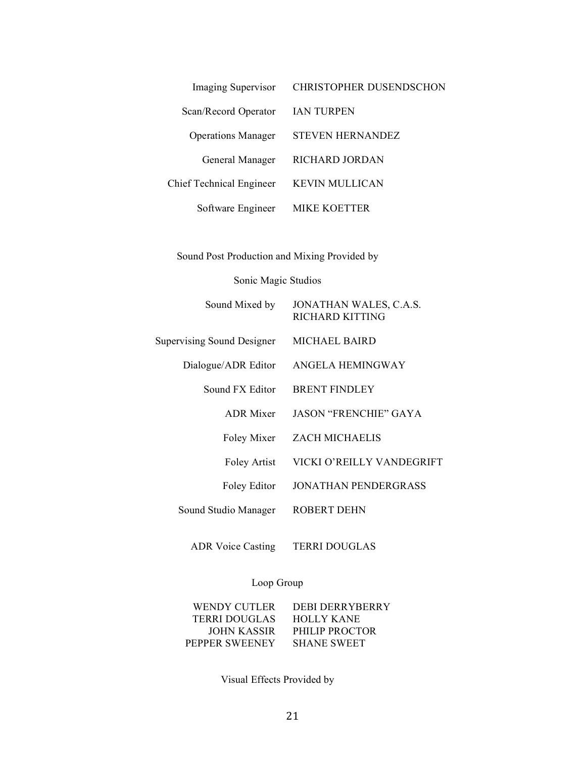| | |
|---|---|
| Imaging Supervisor | CHRISTOPHER DUSENDSCHON |
| Scan/Record Operator | IAN TURPEN |
| Operations Manager | STEVEN HERNANDEZ |
| General Manager | RICHARD JORDAN |
| Chief Technical Engineer | KEVIN MULLICAN |
| Software Engineer | MIKE KOETTER |

Sound Post Production and Mixing Provided by

Sonic Magic Studios

| | |
|---|---|
| Sound Mixed by | JONATHAN WALES, C.A.S.<br>RICHARD KITTING |
| Supervising Sound Designer | MICHAEL BAIRD |
| Dialogue/ADR Editor | ANGELA HEMINGWAY |
| Sound FX Editor | BRENT FINDLEY |
| ADR Mixer | JASON "FRENCHIE" GAYA |
| Foley Mixer | ZACH MICHAELIS |
| Foley Artist | VICKI O'REILLY VANDEGRIFT |
| Foley Editor | JONATHAN PENDERGRASS |
| Sound Studio Manager | ROBERT DEHN |
| ADR Voice Casting | TERRI DOUGLAS |

Loop Group

| | |
|---|---|
| WENDY CUTLER | DEBI DERRYBERRY |
| TERRI DOUGLAS | HOLLY KANE |
| JOHN KASSIR | PHILIP PROCTOR |
| PEPPER SWEENEY | SHANE SWEET |

Visual Effects Provided by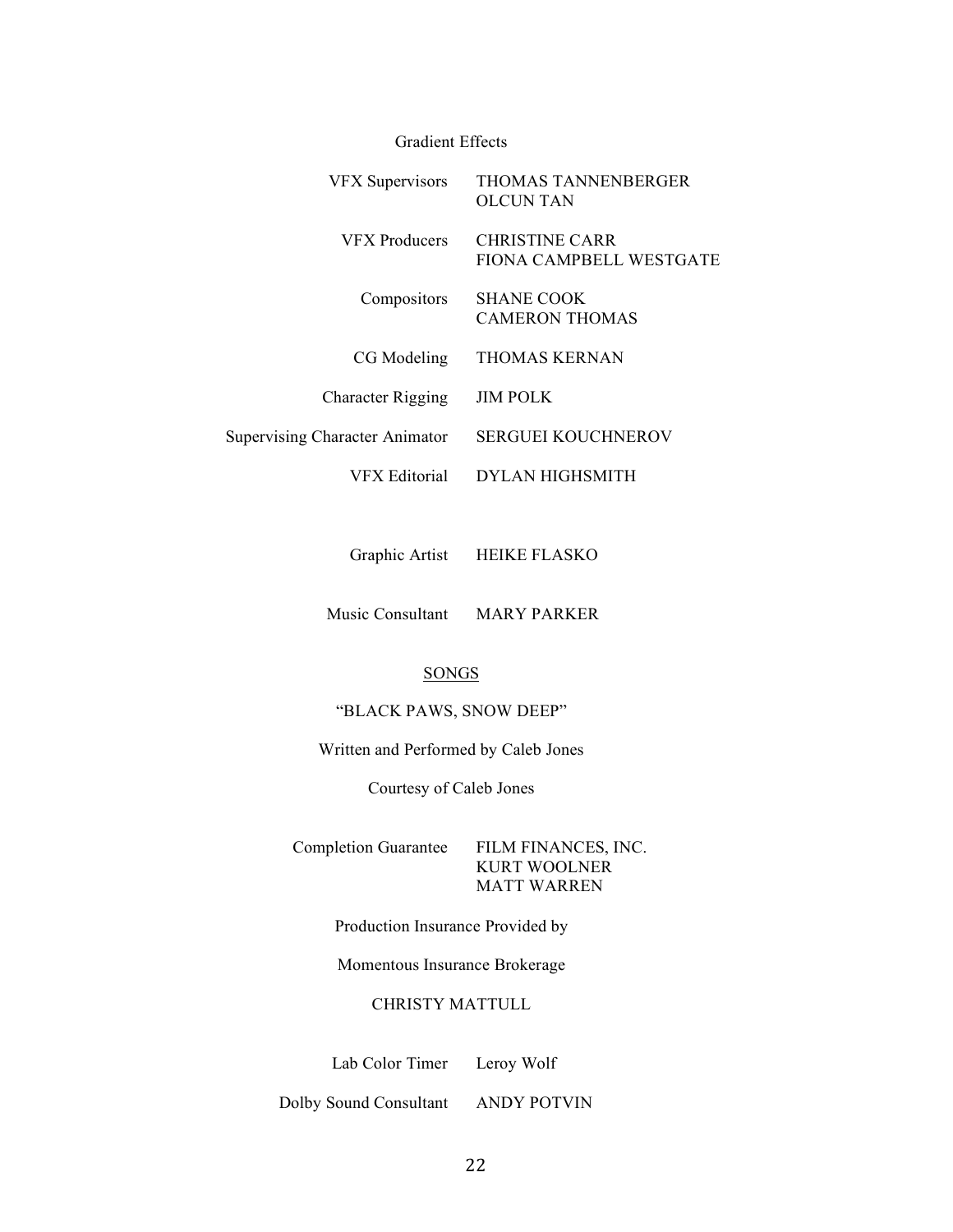Gradient Effects

| | |
|---|---|
| VFX Supervisors | THOMAS TANNENBERGER<br>OLCUN TAN |
| VFX Producers | CHRISTINE CARR<br>FIONA CAMPBELL WESTGATE |
| Compositors | SHANE COOK<br>CAMERON THOMAS |
| CG Modeling | THOMAS KERNAN |
| Character Rigging | JIM POLK |
| Supervising Character Animator | SERGUEI KOUCHNEROV |
| VFX Editorial | DYLAN HIGHSMITH |

| | |
|---|---|
| Graphic Artist | HEIKE FLASKO |
| Music Consultant | MARY PARKER |

SONGS

"BLACK PAWS, SNOW DEEP"

Written and Performed by Caleb Jones

Courtesy of Caleb Jones

| | |
|---|---|
| Completion Guarantee | FILM FINANCES, INC.<br>KURT WOOLNER<br>MATT WARREN |

Production Insurance Provided by

Momentous Insurance Brokerage

CHRISTY MATTULL

| | |
|---|---|
| Lab Color Timer | Leroy Wolf |
| Dolby Sound Consultant | ANDY POTVIN |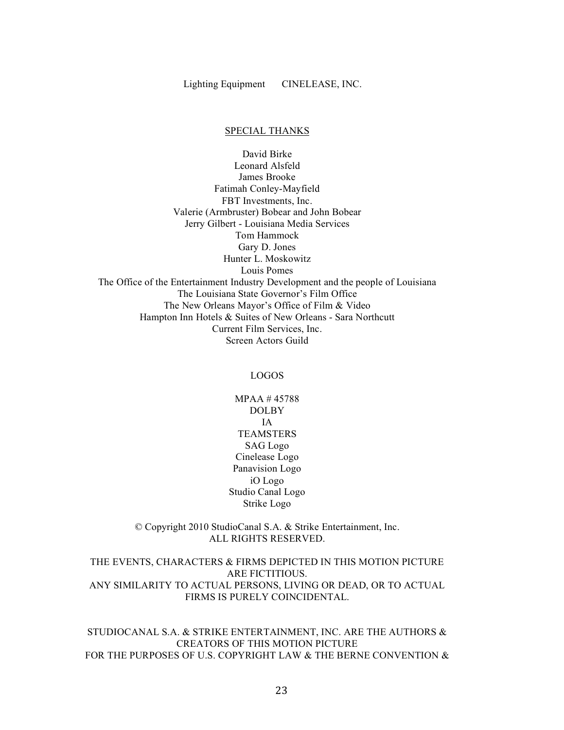Lighting Equipment CINELEASE, INC.

SPECIAL THANKS

David Birke
Leonard Alsfeld
James Brooke
Fatimah Conley-Mayfield
FBT Investments, Inc.
Valerie (Armbruster) Bobear and John Bobear
Jerry Gilbert - Louisiana Media Services
Tom Hammock
Gary D. Jones
Hunter L. Moskowitz
Louis Pomes
The Office of the Entertainment Industry Development and the people of Louisiana
The Louisiana State Governor's Film Office
The New Orleans Mayor's Office of Film & Video
Hampton Inn Hotels & Suites of New Orleans - Sara Northcutt
Current Film Services, Inc.
Screen Actors Guild

LOGOS

MPAA # 45788
DOLBY
IA
TEAMSTERS
SAG Logo
Cinelease Logo
Panavision Logo
iO Logo
Studio Canal Logo
Strike Logo

© Copyright 2010 StudioCanal S.A. & Strike Entertainment, Inc.
ALL RIGHTS RESERVED.

THE EVENTS, CHARACTERS & FIRMS DEPICTED IN THIS MOTION PICTURE ARE FICTITIOUS.
ANY SIMILARITY TO ACTUAL PERSONS, LIVING OR DEAD, OR TO ACTUAL FIRMS IS PURELY COINCIDENTAL.

STUDIOCANAL S.A. & STRIKE ENTERTAINMENT, INC. ARE THE AUTHORS & CREATORS OF THIS MOTION PICTURE
FOR THE PURPOSES OF U.S. COPYRIGHT LAW & THE BERNE CONVENTION &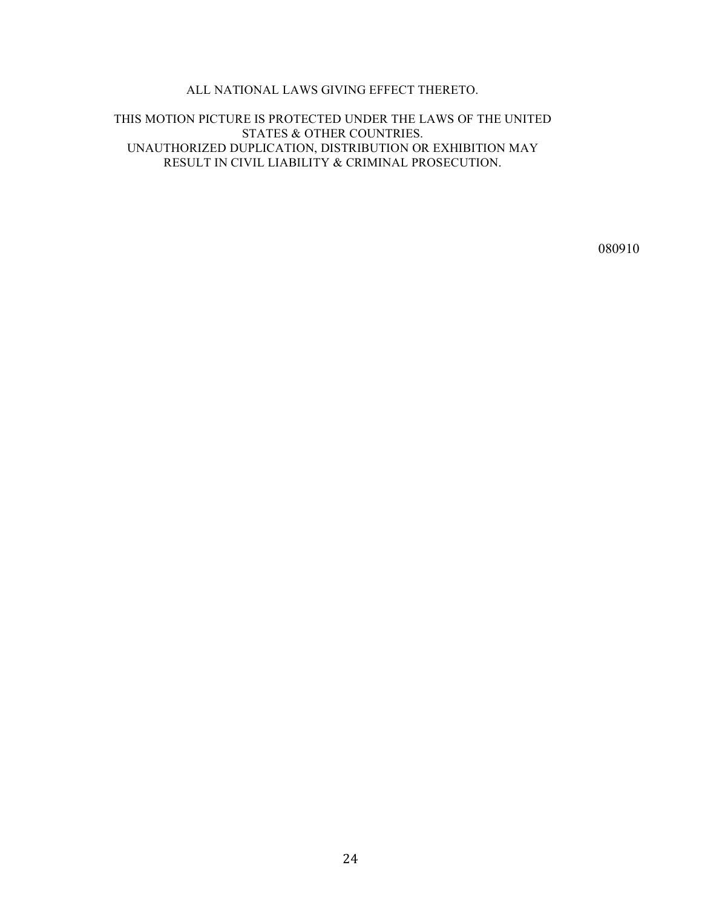ALL NATIONAL LAWS GIVING EFFECT THERETO.

THIS MOTION PICTURE IS PROTECTED UNDER THE LAWS OF THE UNITED STATES & OTHER COUNTRIES.
UNAUTHORIZED DUPLICATION, DISTRIBUTION OR EXHIBITION MAY RESULT IN CIVIL LIABILITY & CRIMINAL PROSECUTION.

080910